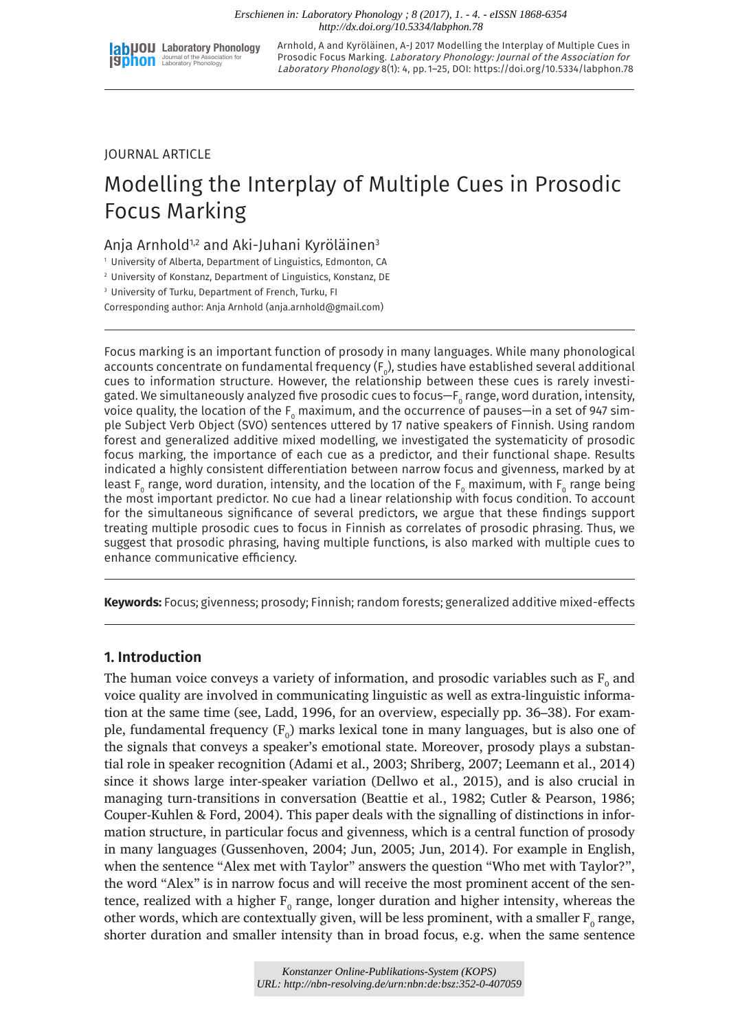JOURNAL ARTICLE

# Modelling the Interplay of Multiple Cues in Prosodic Focus Marking

Anja Arnhold[1,2] and Aki-Juhani Kyröläinen[3]

[1] University of Alberta, Department of Linguistics, Edmonton, CA

[2] University of Konstanz, Department of Linguistics, Konstanz, DE

[3] University of Turku, Department of French, Turku, FI

Corresponding author: Anja Arnhold (anja.arnhold@gmail.com)

Focus marking is an important function of prosody in many languages. While many phonological accounts concentrate on fundamental frequency ($F_0$), studies have established several additional cues to information structure. However, the relationship between these cues is rarely investigated. We simultaneously analyzed five prosodic cues to focus—$F_0$ range, word duration, intensity, voice quality, the location of the $F_0$ maximum, and the occurrence of pauses—in a set of 947 simple Subject Verb Object (SVO) sentences uttered by 17 native speakers of Finnish. Using random forest and generalized additive mixed modelling, we investigated the systematicity of prosodic focus marking, the importance of each cue as a predictor, and their functional shape. Results indicated a highly consistent differentiation between narrow focus and givenness, marked by at least $F_0$ range, word duration, intensity, and the location of the $F_0$ maximum, with $F_0$ range being the most important predictor. No cue had a linear relationship with focus condition. To account for the simultaneous significance of several predictors, we argue that these findings support treating multiple prosodic cues to focus in Finnish as correlates of prosodic phrasing. Thus, we suggest that prosodic phrasing, having multiple functions, is also marked with multiple cues to enhance communicative efficiency.

**Keywords:** Focus; givenness; prosody; Finnish; random forests; generalized additive mixed-effects

## 1. Introduction

The human voice conveys a variety of information, and prosodic variables such as $F_0$ and voice quality are involved in communicating linguistic as well as extra-linguistic information at the same time (see, Ladd, 1996, for an overview, especially pp. 36–38). For example, fundamental frequency ($F_0$) marks lexical tone in many languages, but is also one of the signals that conveys a speaker's emotional state. Moreover, prosody plays a substantial role in speaker recognition (Adami et al., 2003; Shriberg, 2007; Leemann et al., 2014) since it shows large inter-speaker variation (Dellwo et al., 2015), and is also crucial in managing turn-transitions in conversation (Beattie et al., 1982; Cutler & Pearson, 1986; Couper-Kuhlen & Ford, 2004). This paper deals with the signalling of distinctions in information structure, in particular focus and givenness, which is a central function of prosody in many languages (Gussenhoven, 2004; Jun, 2005; Jun, 2014). For example in English, when the sentence "Alex met with Taylor" answers the question "Who met with Taylor?", the word "Alex" is in narrow focus and will receive the most prominent accent of the sentence, realized with a higher $F_0$ range, longer duration and higher intensity, whereas the other words, which are contextually given, will be less prominent, with a smaller $F_0$ range, shorter duration and smaller intensity than in broad focus, e.g. when the same sentence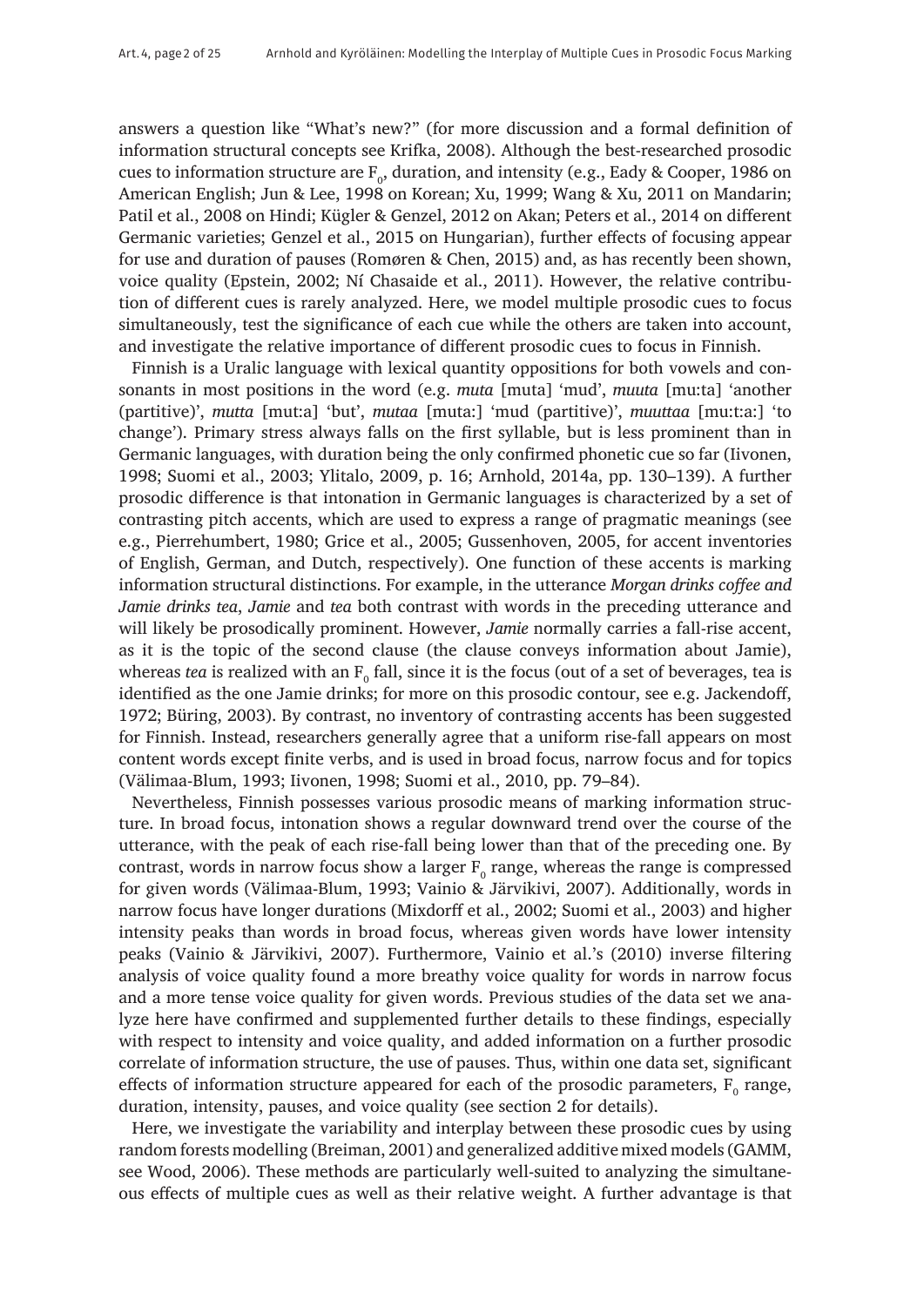answers a question like "What's new?" (for more discussion and a formal definition of information structural concepts see Krifka, 2008). Although the best-researched prosodic cues to information structure are $F_0$, duration, and intensity (e.g., Eady & Cooper, 1986 on American English; Jun & Lee, 1998 on Korean; Xu, 1999; Wang & Xu, 2011 on Mandarin; Patil et al., 2008 on Hindi; Kügler & Genzel, 2012 on Akan; Peters et al., 2014 on different Germanic varieties; Genzel et al., 2015 on Hungarian), further effects of focusing appear for use and duration of pauses (Romøren & Chen, 2015) and, as has recently been shown, voice quality (Epstein, 2002; Ní Chasaide et al., 2011). However, the relative contribution of different cues is rarely analyzed. Here, we model multiple prosodic cues to focus simultaneously, test the significance of each cue while the others are taken into account, and investigate the relative importance of different prosodic cues to focus in Finnish.

Finnish is a Uralic language with lexical quantity oppositions for both vowels and consonants in most positions in the word (e.g. *muta* [muta] 'mud', *muuta* [mu:ta] 'another (partitive)', *mutta* [mut:a] 'but', *mutaa* [muta:] 'mud (partitive)', *muuttaa* [mu:t:a:] 'to change'). Primary stress always falls on the first syllable, but is less prominent than in Germanic languages, with duration being the only confirmed phonetic cue so far (Iivonen, 1998; Suomi et al., 2003; Ylitalo, 2009, p. 16; Arnhold, 2014a, pp. 130–139). A further prosodic difference is that intonation in Germanic languages is characterized by a set of contrasting pitch accents, which are used to express a range of pragmatic meanings (see e.g., Pierrehumbert, 1980; Grice et al., 2005; Gussenhoven, 2005, for accent inventories of English, German, and Dutch, respectively). One function of these accents is marking information structural distinctions. For example, in the utterance *Morgan drinks coffee and Jamie drinks tea*, *Jamie* and *tea* both contrast with words in the preceding utterance and will likely be prosodically prominent. However, *Jamie* normally carries a fall-rise accent, as it is the topic of the second clause (the clause conveys information about Jamie), whereas *tea* is realized with an $F_0$ fall, since it is the focus (out of a set of beverages, tea is identified as the one Jamie drinks; for more on this prosodic contour, see e.g. Jackendoff, 1972; Büring, 2003). By contrast, no inventory of contrasting accents has been suggested for Finnish. Instead, researchers generally agree that a uniform rise-fall appears on most content words except finite verbs, and is used in broad focus, narrow focus and for topics (Välimaa-Blum, 1993; Iivonen, 1998; Suomi et al., 2010, pp. 79–84).

Nevertheless, Finnish possesses various prosodic means of marking information structure. In broad focus, intonation shows a regular downward trend over the course of the utterance, with the peak of each rise-fall being lower than that of the preceding one. By contrast, words in narrow focus show a larger $F_0$ range, whereas the range is compressed for given words (Välimaa-Blum, 1993; Vainio & Järvikivi, 2007). Additionally, words in narrow focus have longer durations (Mixdorff et al., 2002; Suomi et al., 2003) and higher intensity peaks than words in broad focus, whereas given words have lower intensity peaks (Vainio & Järvikivi, 2007). Furthermore, Vainio et al.'s (2010) inverse filtering analysis of voice quality found a more breathy voice quality for words in narrow focus and a more tense voice quality for given words. Previous studies of the data set we analyze here have confirmed and supplemented further details to these findings, especially with respect to intensity and voice quality, and added information on a further prosodic correlate of information structure, the use of pauses. Thus, within one data set, significant effects of information structure appeared for each of the prosodic parameters, $F_0$ range, duration, intensity, pauses, and voice quality (see section 2 for details).

Here, we investigate the variability and interplay between these prosodic cues by using random forests modelling (Breiman, 2001) and generalized additive mixed models (GAMM, see Wood, 2006). These methods are particularly well-suited to analyzing the simultaneous effects of multiple cues as well as their relative weight. A further advantage is that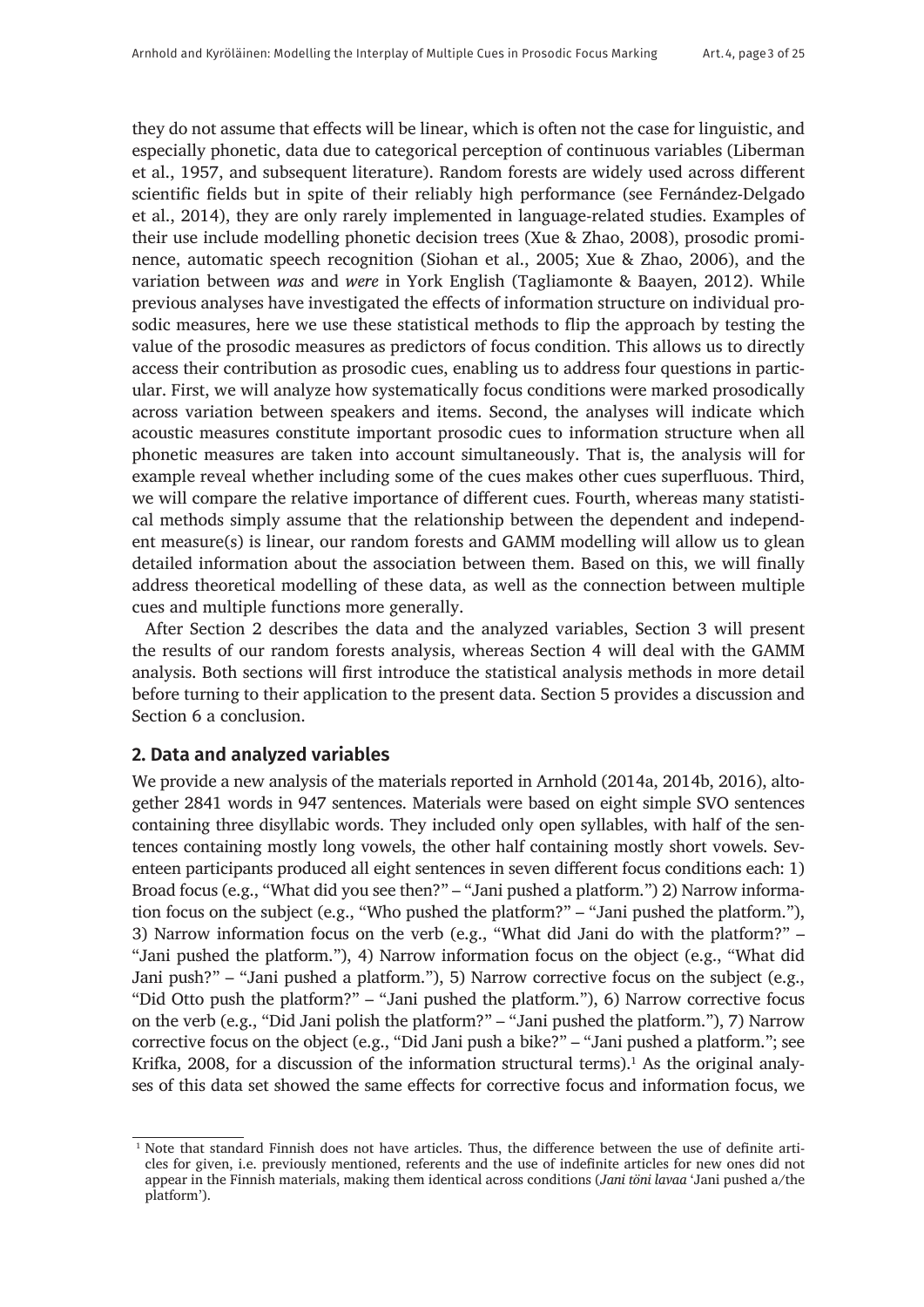they do not assume that effects will be linear, which is often not the case for linguistic, and especially phonetic, data due to categorical perception of continuous variables (Liberman et al., 1957, and subsequent literature). Random forests are widely used across different scientific fields but in spite of their reliably high performance (see Fernández-Delgado et al., 2014), they are only rarely implemented in language-related studies. Examples of their use include modelling phonetic decision trees (Xue & Zhao, 2008), prosodic prominence, automatic speech recognition (Siohan et al., 2005; Xue & Zhao, 2006), and the variation between *was* and *were* in York English (Tagliamonte & Baayen, 2012). While previous analyses have investigated the effects of information structure on individual prosodic measures, here we use these statistical methods to flip the approach by testing the value of the prosodic measures as predictors of focus condition. This allows us to directly access their contribution as prosodic cues, enabling us to address four questions in particular. First, we will analyze how systematically focus conditions were marked prosodically across variation between speakers and items. Second, the analyses will indicate which acoustic measures constitute important prosodic cues to information structure when all phonetic measures are taken into account simultaneously. That is, the analysis will for example reveal whether including some of the cues makes other cues superfluous. Third, we will compare the relative importance of different cues. Fourth, whereas many statistical methods simply assume that the relationship between the dependent and independent measure(s) is linear, our random forests and GAMM modelling will allow us to glean detailed information about the association between them. Based on this, we will finally address theoretical modelling of these data, as well as the connection between multiple cues and multiple functions more generally.

After Section 2 describes the data and the analyzed variables, Section 3 will present the results of our random forests analysis, whereas Section 4 will deal with the GAMM analysis. Both sections will first introduce the statistical analysis methods in more detail before turning to their application to the present data. Section 5 provides a discussion and Section 6 a conclusion.

## 2. Data and analyzed variables

We provide a new analysis of the materials reported in Arnhold (2014a, 2014b, 2016), altogether 2841 words in 947 sentences. Materials were based on eight simple SVO sentences containing three disyllabic words. They included only open syllables, with half of the sentences containing mostly long vowels, the other half containing mostly short vowels. Seventeen participants produced all eight sentences in seven different focus conditions each: 1) Broad focus (e.g., "What did you see then?" – "Jani pushed a platform.") 2) Narrow information focus on the subject (e.g., "Who pushed the platform?" – "Jani pushed the platform."), 3) Narrow information focus on the verb (e.g., "What did Jani do with the platform?" – "Jani pushed the platform."), 4) Narrow information focus on the object (e.g., "What did Jani push?" – "Jani pushed a platform."), 5) Narrow corrective focus on the subject (e.g., "Did Otto push the platform?" – "Jani pushed the platform."), 6) Narrow corrective focus on the verb (e.g., "Did Jani polish the platform?" – "Jani pushed the platform."), 7) Narrow corrective focus on the object (e.g., "Did Jani push a bike?" – "Jani pushed a platform."; see Krifka, 2008, for a discussion of the information structural terms).[1] As the original analyses of this data set showed the same effects for corrective focus and information focus, we

[1] Note that standard Finnish does not have articles. Thus, the difference between the use of definite articles for given, i.e. previously mentioned, referents and the use of indefinite articles for new ones did not appear in the Finnish materials, making them identical across conditions (*Jani töni lavaa* 'Jani pushed a/the platform').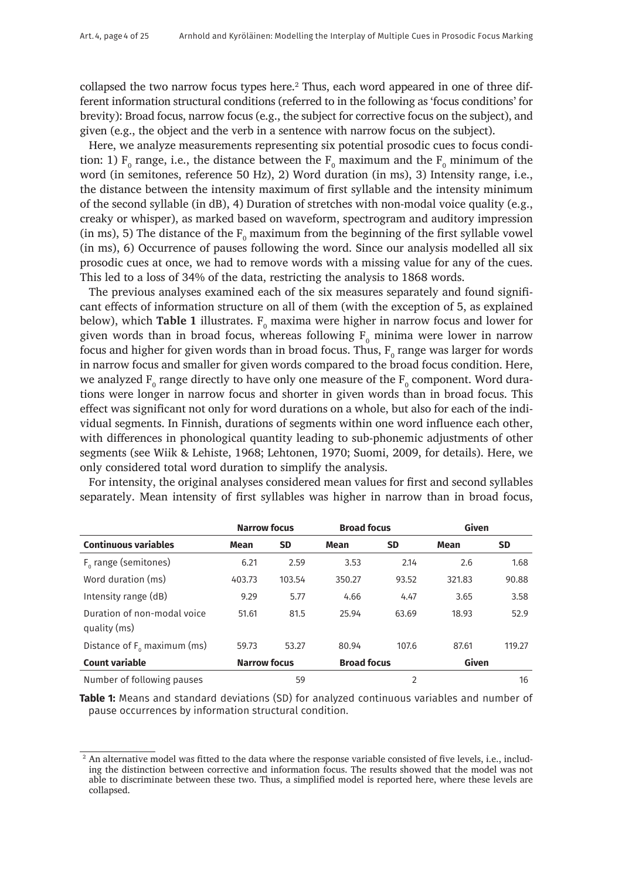collapsed the two narrow focus types here.[2] Thus, each word appeared in one of three different information structural conditions (referred to in the following as 'focus conditions' for brevity): Broad focus, narrow focus (e.g., the subject for corrective focus on the subject), and given (e.g., the object and the verb in a sentence with narrow focus on the subject).

Here, we analyze measurements representing six potential prosodic cues to focus condition: 1) $F_0$ range, i.e., the distance between the $F_0$ maximum and the $F_0$ minimum of the word (in semitones, reference 50 Hz), 2) Word duration (in ms), 3) Intensity range, i.e., the distance between the intensity maximum of first syllable and the intensity minimum of the second syllable (in dB), 4) Duration of stretches with non-modal voice quality (e.g., creaky or whisper), as marked based on waveform, spectrogram and auditory impression (in ms), 5) The distance of the $F_0$ maximum from the beginning of the first syllable vowel (in ms), 6) Occurrence of pauses following the word. Since our analysis modelled all six prosodic cues at once, we had to remove words with a missing value for any of the cues. This led to a loss of 34% of the data, restricting the analysis to 1868 words.

The previous analyses examined each of the six measures separately and found significant effects of information structure on all of them (with the exception of 5, as explained below), which **Table 1** illustrates. $F_0$ maxima were higher in narrow focus and lower for given words than in broad focus, whereas following $F_0$ minima were lower in narrow focus and higher for given words than in broad focus. Thus, $F_0$ range was larger for words in narrow focus and smaller for given words compared to the broad focus condition. Here, we analyzed $F_0$ range directly to have only one measure of the $F_0$ component. Word durations were longer in narrow focus and shorter in given words than in broad focus. This effect was significant not only for word durations on a whole, but also for each of the individual segments. In Finnish, durations of segments within one word influence each other, with differences in phonological quantity leading to sub-phonemic adjustments of other segments (see Wiik & Lehiste, 1968; Lehtonen, 1970; Suomi, 2009, for details). Here, we only considered total word duration to simplify the analysis.

For intensity, the original analyses considered mean values for first and second syllables separately. Mean intensity of first syllables was higher in narrow than in broad focus,

| | **Narrow focus** | | **Broad focus** | | **Given** | |
|---|---|---|---|---|---|---|
| **Continuous variables** | **Mean** | **SD** | **Mean** | **SD** | **Mean** | **SD** |
| $F_0$ range (semitones) | 6.21 | 2.59 | 3.53 | 2.14 | 2.6 | 1.68 |
| Word duration (ms) | 403.73 | 103.54 | 350.27 | 93.52 | 321.83 | 90.88 |
| Intensity range (dB) | 9.29 | 5.77 | 4.66 | 4.47 | 3.65 | 3.58 |
| Duration of non-modal voice quality (ms) | 51.61 | 81.5 | 25.94 | 63.69 | 18.93 | 52.9 |
| Distance of $F_0$ maximum (ms) | 59.73 | 53.27 | 80.94 | 107.6 | 87.61 | 119.27 |
| **Count variable** | **Narrow focus** | | **Broad focus** | | **Given** | |
| Number of following pauses | | 59 | | 2 | | 16 |

**Table 1:** Means and standard deviations (SD) for analyzed continuous variables and number of pause occurrences by information structural condition.

[2] An alternative model was fitted to the data where the response variable consisted of five levels, i.e., including the distinction between corrective and information focus. The results showed that the model was not able to discriminate between these two. Thus, a simplified model is reported here, where these levels are collapsed.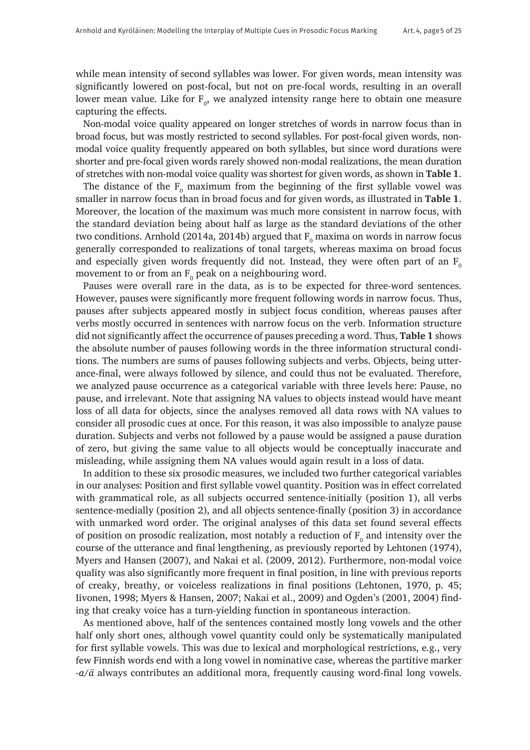while mean intensity of second syllables was lower. For given words, mean intensity was significantly lowered on post-focal, but not on pre-focal words, resulting in an overall lower mean value. Like for $F_0$, we analyzed intensity range here to obtain one measure capturing the effects.

Non-modal voice quality appeared on longer stretches of words in narrow focus than in broad focus, but was mostly restricted to second syllables. For post-focal given words, non-modal voice quality frequently appeared on both syllables, but since word durations were shorter and pre-focal given words rarely showed non-modal realizations, the mean duration of stretches with non-modal voice quality was shortest for given words, as shown in **Table 1**.

The distance of the $F_0$ maximum from the beginning of the first syllable vowel was smaller in narrow focus than in broad focus and for given words, as illustrated in **Table 1**. Moreover, the location of the maximum was much more consistent in narrow focus, with the standard deviation being about half as large as the standard deviations of the other two conditions. Arnhold (2014a, 2014b) argued that $F_0$ maxima on words in narrow focus generally corresponded to realizations of tonal targets, whereas maxima on broad focus and especially given words frequently did not. Instead, they were often part of an $F_0$ movement to or from an $F_0$ peak on a neighbouring word.

Pauses were overall rare in the data, as is to be expected for three-word sentences. However, pauses were significantly more frequent following words in narrow focus. Thus, pauses after subjects appeared mostly in subject focus condition, whereas pauses after verbs mostly occurred in sentences with narrow focus on the verb. Information structure did not significantly affect the occurrence of pauses preceding a word. Thus, **Table 1** shows the absolute number of pauses following words in the three information structural conditions. The numbers are sums of pauses following subjects and verbs. Objects, being utterance-final, were always followed by silence, and could thus not be evaluated. Therefore, we analyzed pause occurrence as a categorical variable with three levels here: Pause, no pause, and irrelevant. Note that assigning NA values to objects instead would have meant loss of all data for objects, since the analyses removed all data rows with NA values to consider all prosodic cues at once. For this reason, it was also impossible to analyze pause duration. Subjects and verbs not followed by a pause would be assigned a pause duration of zero, but giving the same value to all objects would be conceptually inaccurate and misleading, while assigning them NA values would again result in a loss of data.

In addition to these six prosodic measures, we included two further categorical variables in our analyses: Position and first syllable vowel quantity. Position was in effect correlated with grammatical role, as all subjects occurred sentence-initially (position 1), all verbs sentence-medially (position 2), and all objects sentence-finally (position 3) in accordance with unmarked word order. The original analyses of this data set found several effects of position on prosodic realization, most notably a reduction of $F_0$ and intensity over the course of the utterance and final lengthening, as previously reported by Lehtonen (1974), Myers and Hansen (2007), and Nakai et al. (2009, 2012). Furthermore, non-modal voice quality was also significantly more frequent in final position, in line with previous reports of creaky, breathy, or voiceless realizations in final positions (Lehtonen, 1970, p. 45; Iivonen, 1998; Myers & Hansen, 2007; Nakai et al., 2009) and Ogden's (2001, 2004) finding that creaky voice has a turn-yielding function in spontaneous interaction.

As mentioned above, half of the sentences contained mostly long vowels and the other half only short ones, although vowel quantity could only be systematically manipulated for first syllable vowels. This was due to lexical and morphological restrictions, e.g., very few Finnish words end with a long vowel in nominative case, whereas the partitive marker *-a/ä* always contributes an additional mora, frequently causing word-final long vowels.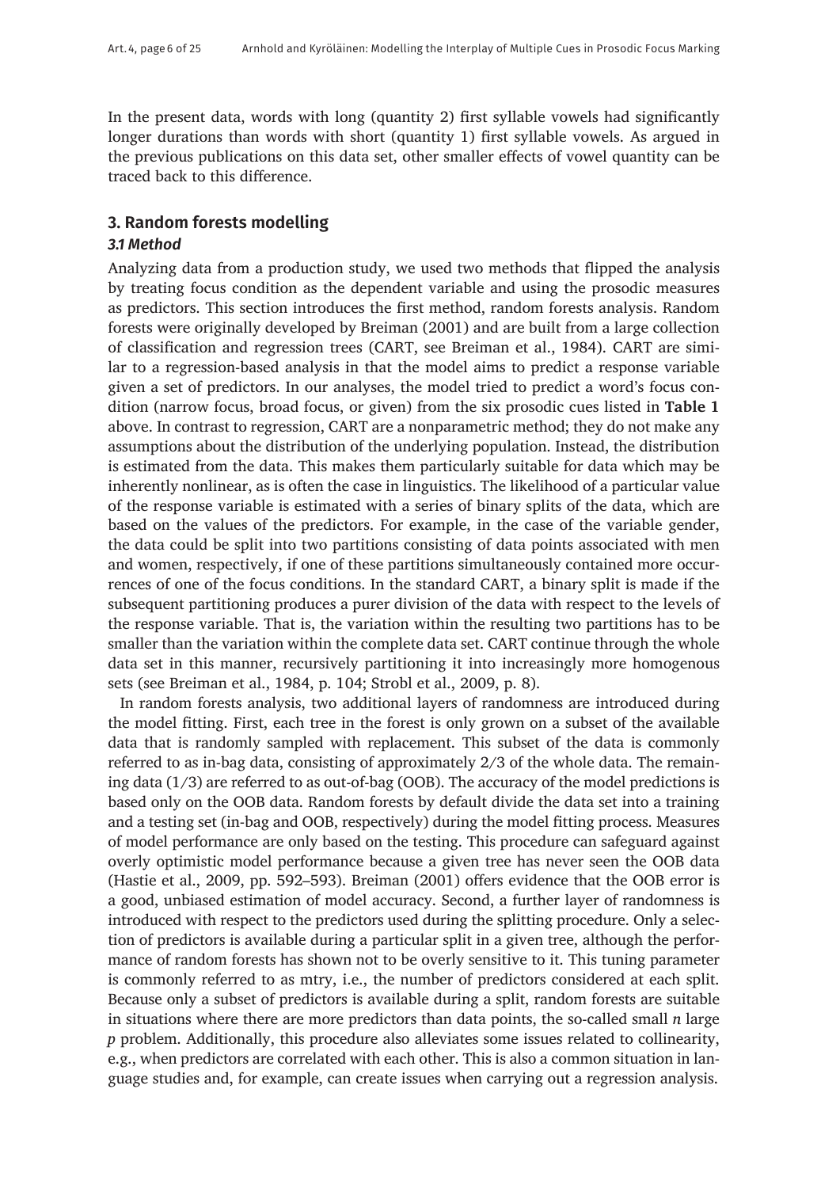In the present data, words with long (quantity 2) first syllable vowels had significantly longer durations than words with short (quantity 1) first syllable vowels. As argued in the previous publications on this data set, other smaller effects of vowel quantity can be traced back to this difference.

## 3. Random forests modelling

### *3.1 Method*

Analyzing data from a production study, we used two methods that flipped the analysis by treating focus condition as the dependent variable and using the prosodic measures as predictors. This section introduces the first method, random forests analysis. Random forests were originally developed by Breiman (2001) and are built from a large collection of classification and regression trees (CART, see Breiman et al., 1984). CART are similar to a regression-based analysis in that the model aims to predict a response variable given a set of predictors. In our analyses, the model tried to predict a word's focus condition (narrow focus, broad focus, or given) from the six prosodic cues listed in **Table 1** above. In contrast to regression, CART are a nonparametric method; they do not make any assumptions about the distribution of the underlying population. Instead, the distribution is estimated from the data. This makes them particularly suitable for data which may be inherently nonlinear, as is often the case in linguistics. The likelihood of a particular value of the response variable is estimated with a series of binary splits of the data, which are based on the values of the predictors. For example, in the case of the variable gender, the data could be split into two partitions consisting of data points associated with men and women, respectively, if one of these partitions simultaneously contained more occurrences of one of the focus conditions. In the standard CART, a binary split is made if the subsequent partitioning produces a purer division of the data with respect to the levels of the response variable. That is, the variation within the resulting two partitions has to be smaller than the variation within the complete data set. CART continue through the whole data set in this manner, recursively partitioning it into increasingly more homogenous sets (see Breiman et al., 1984, p. 104; Strobl et al., 2009, p. 8).

In random forests analysis, two additional layers of randomness are introduced during the model fitting. First, each tree in the forest is only grown on a subset of the available data that is randomly sampled with replacement. This subset of the data is commonly referred to as in-bag data, consisting of approximately 2/3 of the whole data. The remaining data (1/3) are referred to as out-of-bag (OOB). The accuracy of the model predictions is based only on the OOB data. Random forests by default divide the data set into a training and a testing set (in-bag and OOB, respectively) during the model fitting process. Measures of model performance are only based on the testing. This procedure can safeguard against overly optimistic model performance because a given tree has never seen the OOB data (Hastie et al., 2009, pp. 592–593). Breiman (2001) offers evidence that the OOB error is a good, unbiased estimation of model accuracy. Second, a further layer of randomness is introduced with respect to the predictors used during the splitting procedure. Only a selection of predictors is available during a particular split in a given tree, although the performance of random forests has shown not to be overly sensitive to it. This tuning parameter is commonly referred to as mtry, i.e., the number of predictors considered at each split. Because only a subset of predictors is available during a split, random forests are suitable in situations where there are more predictors than data points, the so-called small $n$ large $p$ problem. Additionally, this procedure also alleviates some issues related to collinearity, e.g., when predictors are correlated with each other. This is also a common situation in language studies and, for example, can create issues when carrying out a regression analysis.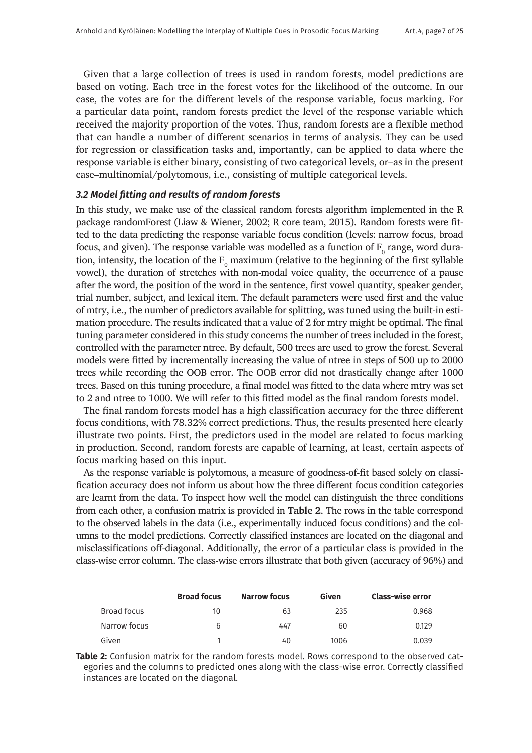Given that a large collection of trees is used in random forests, model predictions are based on voting. Each tree in the forest votes for the likelihood of the outcome. In our case, the votes are for the different levels of the response variable, focus marking. For a particular data point, random forests predict the level of the response variable which received the majority proportion of the votes. Thus, random forests are a flexible method that can handle a number of different scenarios in terms of analysis. They can be used for regression or classification tasks and, importantly, can be applied to data where the response variable is either binary, consisting of two categorical levels, or–as in the present case–multinomial/polytomous, i.e., consisting of multiple categorical levels.

### *3.2 Model fitting and results of random forests*

In this study, we make use of the classical random forests algorithm implemented in the R package randomForest (Liaw & Wiener, 2002; R core team, 2015). Random forests were fitted to the data predicting the response variable focus condition (levels: narrow focus, broad focus, and given). The response variable was modelled as a function of $F_0$ range, word duration, intensity, the location of the $F_0$ maximum (relative to the beginning of the first syllable vowel), the duration of stretches with non-modal voice quality, the occurrence of a pause after the word, the position of the word in the sentence, first vowel quantity, speaker gender, trial number, subject, and lexical item. The default parameters were used first and the value of mtry, i.e., the number of predictors available for splitting, was tuned using the built-in estimation procedure. The results indicated that a value of 2 for mtry might be optimal. The final tuning parameter considered in this study concerns the number of trees included in the forest, controlled with the parameter ntree. By default, 500 trees are used to grow the forest. Several models were fitted by incrementally increasing the value of ntree in steps of 500 up to 2000 trees while recording the OOB error. The OOB error did not drastically change after 1000 trees. Based on this tuning procedure, a final model was fitted to the data where mtry was set to 2 and ntree to 1000. We will refer to this fitted model as the final random forests model.

The final random forests model has a high classification accuracy for the three different focus conditions, with 78.32% correct predictions. Thus, the results presented here clearly illustrate two points. First, the predictors used in the model are related to focus marking in production. Second, random forests are capable of learning, at least, certain aspects of focus marking based on this input.

As the response variable is polytomous, a measure of goodness-of-fit based solely on classification accuracy does not inform us about how the three different focus condition categories are learnt from the data. To inspect how well the model can distinguish the three conditions from each other, a confusion matrix is provided in **Table 2**. The rows in the table correspond to the observed labels in the data (i.e., experimentally induced focus conditions) and the columns to the model predictions. Correctly classified instances are located on the diagonal and misclassifications off-diagonal. Additionally, the error of a particular class is provided in the class-wise error column. The class-wise errors illustrate that both given (accuracy of 96%) and

| | **Broad focus** | **Narrow focus** | **Given** | **Class-wise error** |
|---|---|---|---|---|
| Broad focus | 10 | 63 | 235 | 0.968 |
| Narrow focus | 6 | 447 | 60 | 0.129 |
| Given | 1 | 40 | 1006 | 0.039 |

**Table 2:** Confusion matrix for the random forests model. Rows correspond to the observed categories and the columns to predicted ones along with the class-wise error. Correctly classified instances are located on the diagonal.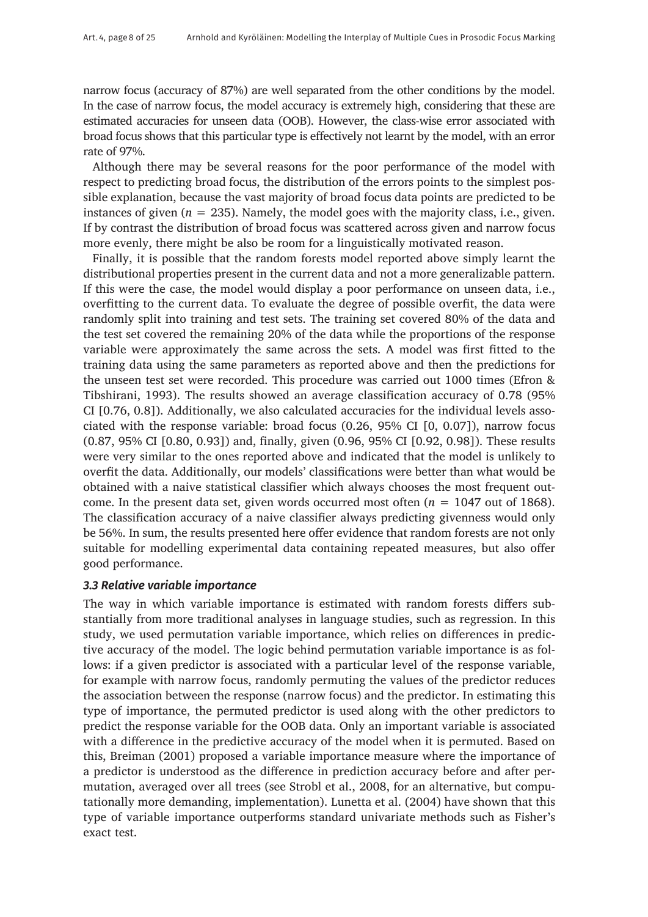narrow focus (accuracy of 87%) are well separated from the other conditions by the model. In the case of narrow focus, the model accuracy is extremely high, considering that these are estimated accuracies for unseen data (OOB). However, the class-wise error associated with broad focus shows that this particular type is effectively not learnt by the model, with an error rate of 97%.

Although there may be several reasons for the poor performance of the model with respect to predicting broad focus, the distribution of the errors points to the simplest possible explanation, because the vast majority of broad focus data points are predicted to be instances of given ($n = 235$). Namely, the model goes with the majority class, i.e., given. If by contrast the distribution of broad focus was scattered across given and narrow focus more evenly, there might be also be room for a linguistically motivated reason.

Finally, it is possible that the random forests model reported above simply learnt the distributional properties present in the current data and not a more generalizable pattern. If this were the case, the model would display a poor performance on unseen data, i.e., overfitting to the current data. To evaluate the degree of possible overfit, the data were randomly split into training and test sets. The training set covered 80% of the data and the test set covered the remaining 20% of the data while the proportions of the response variable were approximately the same across the sets. A model was first fitted to the training data using the same parameters as reported above and then the predictions for the unseen test set were recorded. This procedure was carried out 1000 times (Efron & Tibshirani, 1993). The results showed an average classification accuracy of 0.78 (95% CI [0.76, 0.8]). Additionally, we also calculated accuracies for the individual levels associated with the response variable: broad focus (0.26, 95% CI [0, 0.07]), narrow focus (0.87, 95% CI [0.80, 0.93]) and, finally, given (0.96, 95% CI [0.92, 0.98]). These results were very similar to the ones reported above and indicated that the model is unlikely to overfit the data. Additionally, our models' classifications were better than what would be obtained with a naive statistical classifier which always chooses the most frequent outcome. In the present data set, given words occurred most often ($n = 1047$ out of 1868). The classification accuracy of a naive classifier always predicting givenness would only be 56%. In sum, the results presented here offer evidence that random forests are not only suitable for modelling experimental data containing repeated measures, but also offer good performance.

### *3.3 Relative variable importance*

The way in which variable importance is estimated with random forests differs substantially from more traditional analyses in language studies, such as regression. In this study, we used permutation variable importance, which relies on differences in predictive accuracy of the model. The logic behind permutation variable importance is as follows: if a given predictor is associated with a particular level of the response variable, for example with narrow focus, randomly permuting the values of the predictor reduces the association between the response (narrow focus) and the predictor. In estimating this type of importance, the permuted predictor is used along with the other predictors to predict the response variable for the OOB data. Only an important variable is associated with a difference in the predictive accuracy of the model when it is permuted. Based on this, Breiman (2001) proposed a variable importance measure where the importance of a predictor is understood as the difference in prediction accuracy before and after permutation, averaged over all trees (see Strobl et al., 2008, for an alternative, but computationally more demanding, implementation). Lunetta et al. (2004) have shown that this type of variable importance outperforms standard univariate methods such as Fisher's exact test.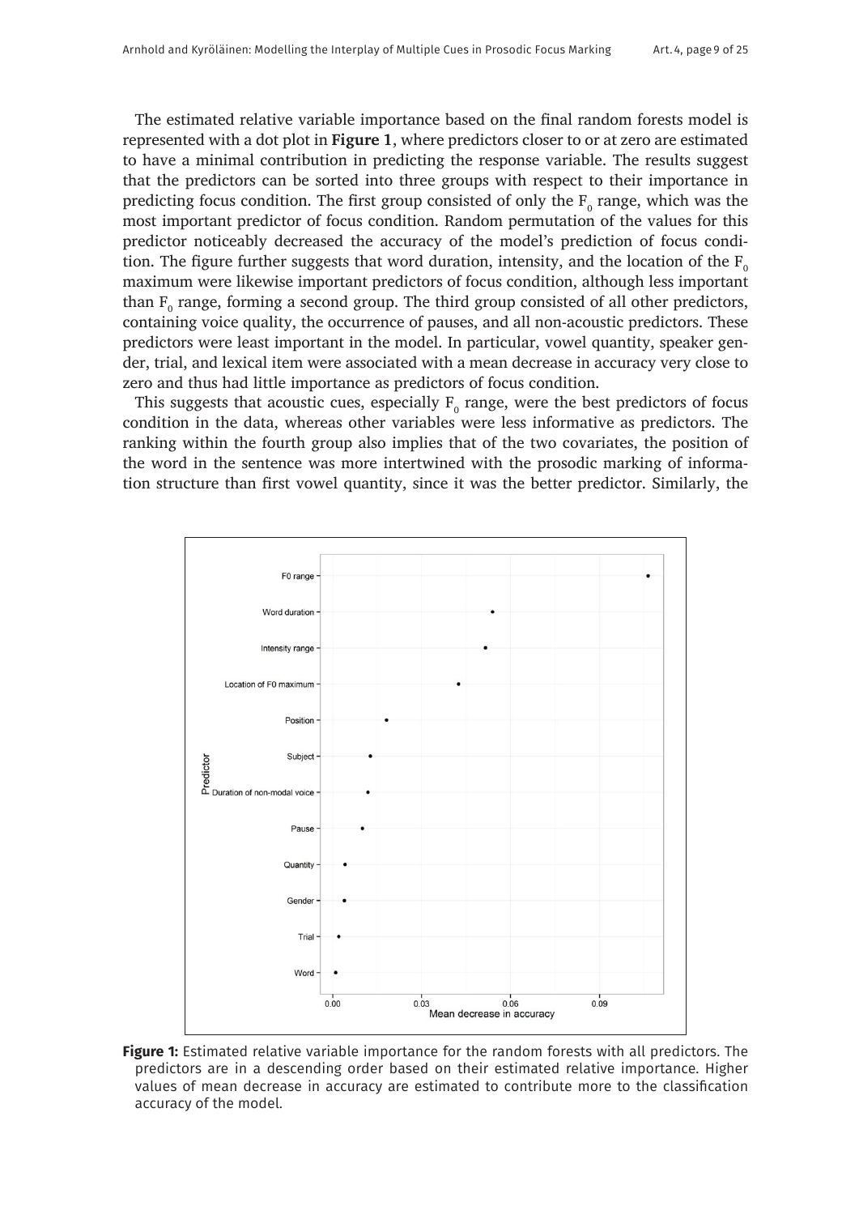The estimated relative variable importance based on the final random forests model is represented with a dot plot in **Figure 1**, where predictors closer to or at zero are estimated to have a minimal contribution in predicting the response variable. The results suggest that the predictors can be sorted into three groups with respect to their importance in predicting focus condition. The first group consisted of only the $F_0$ range, which was the most important predictor of focus condition. Random permutation of the values for this predictor noticeably decreased the accuracy of the model's prediction of focus condition. The figure further suggests that word duration, intensity, and the location of the $F_0$ maximum were likewise important predictors of focus condition, although less important than $F_0$ range, forming a second group. The third group consisted of all other predictors, containing voice quality, the occurrence of pauses, and all non-acoustic predictors. These predictors were least important in the model. In particular, vowel quantity, speaker gender, trial, and lexical item were associated with a mean decrease in accuracy very close to zero and thus had little importance as predictors of focus condition.

This suggests that acoustic cues, especially $F_0$ range, were the best predictors of focus condition in the data, whereas other variables were less informative as predictors. The ranking within the fourth group also implies that of the two covariates, the position of the word in the sentence was more intertwined with the prosodic marking of information structure than first vowel quantity, since it was the better predictor. Similarly, the

**Figure 1:** Estimated relative variable importance for the random forests with all predictors. The predictors are in a descending order based on their estimated relative importance. Higher values of mean decrease in accuracy are estimated to contribute more to the classification accuracy of the model.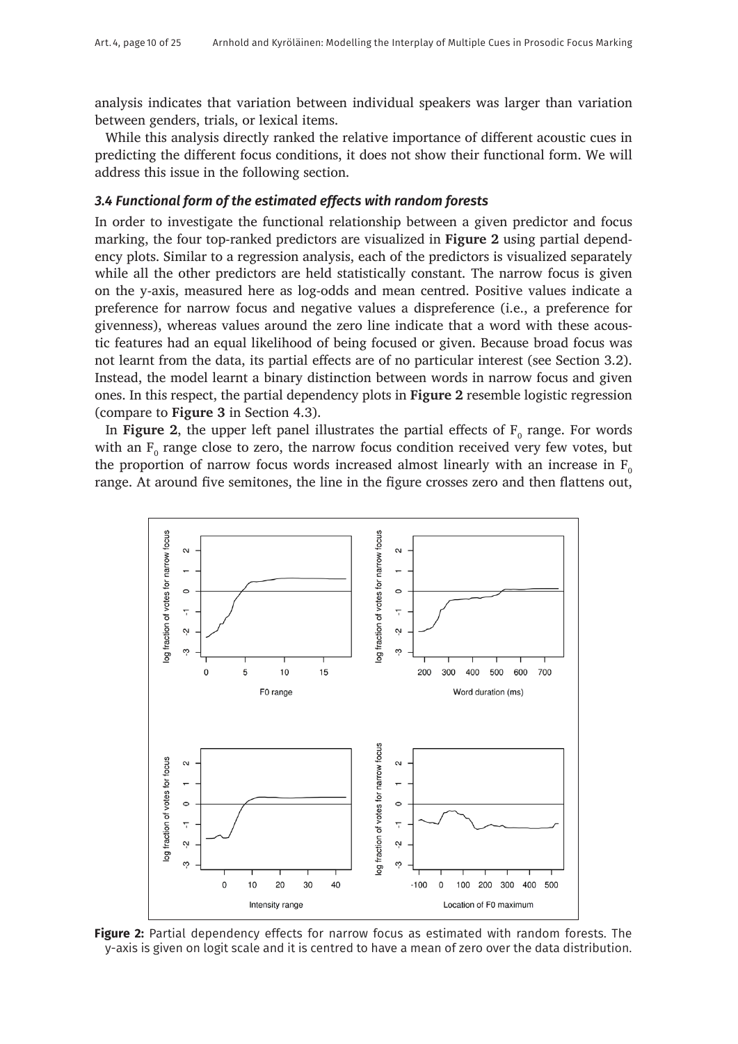analysis indicates that variation between individual speakers was larger than variation between genders, trials, or lexical items.

While this analysis directly ranked the relative importance of different acoustic cues in predicting the different focus conditions, it does not show their functional form. We will address this issue in the following section.

### *3.4 Functional form of the estimated effects with random forests*

In order to investigate the functional relationship between a given predictor and focus marking, the four top-ranked predictors are visualized in **Figure 2** using partial dependency plots. Similar to a regression analysis, each of the predictors is visualized separately while all the other predictors are held statistically constant. The narrow focus is given on the y-axis, measured here as log-odds and mean centred. Positive values indicate a preference for narrow focus and negative values a dispreference (i.e., a preference for givenness), whereas values around the zero line indicate that a word with these acoustic features had an equal likelihood of being focused or given. Because broad focus was not learnt from the data, its partial effects are of no particular interest (see Section 3.2). Instead, the model learnt a binary distinction between words in narrow focus and given ones. In this respect, the partial dependency plots in **Figure 2** resemble logistic regression (compare to **Figure 3** in Section 4.3).

In **Figure 2**, the upper left panel illustrates the partial effects of $F_0$ range. For words with an $F_0$ range close to zero, the narrow focus condition received very few votes, but the proportion of narrow focus words increased almost linearly with an increase in $F_0$ range. At around five semitones, the line in the figure crosses zero and then flattens out,

**Figure 2:** Partial dependency effects for narrow focus as estimated with random forests. The y-axis is given on logit scale and it is centred to have a mean of zero over the data distribution.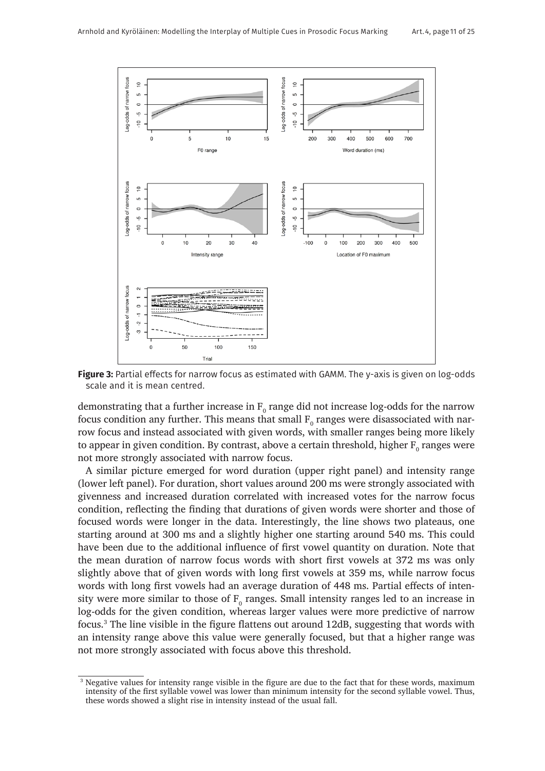**Figure 3:** Partial effects for narrow focus as estimated with GAMM. The y-axis is given on log-odds scale and it is mean centred.

demonstrating that a further increase in $F_0$ range did not increase log-odds for the narrow focus condition any further. This means that small $F_0$ ranges were disassociated with narrow focus and instead associated with given words, with smaller ranges being more likely to appear in given condition. By contrast, above a certain threshold, higher $F_0$ ranges were not more strongly associated with narrow focus.

A similar picture emerged for word duration (upper right panel) and intensity range (lower left panel). For duration, short values around 200 ms were strongly associated with givenness and increased duration correlated with increased votes for the narrow focus condition, reflecting the finding that durations of given words were shorter and those of focused words were longer in the data. Interestingly, the line shows two plateaus, one starting around at 300 ms and a slightly higher one starting around 540 ms. This could have been due to the additional influence of first vowel quantity on duration. Note that the mean duration of narrow focus words with short first vowels at 372 ms was only slightly above that of given words with long first vowels at 359 ms, while narrow focus words with long first vowels had an average duration of 448 ms. Partial effects of intensity were more similar to those of $F_0$ ranges. Small intensity ranges led to an increase in log-odds for the given condition, whereas larger values were more predictive of narrow focus.[3] The line visible in the figure flattens out around 12dB, suggesting that words with an intensity range above this value were generally focused, but that a higher range was not more strongly associated with focus above this threshold.

[3] Negative values for intensity range visible in the figure are due to the fact that for these words, maximum intensity of the first syllable vowel was lower than minimum intensity for the second syllable vowel. Thus, these words showed a slight rise in intensity instead of the usual fall.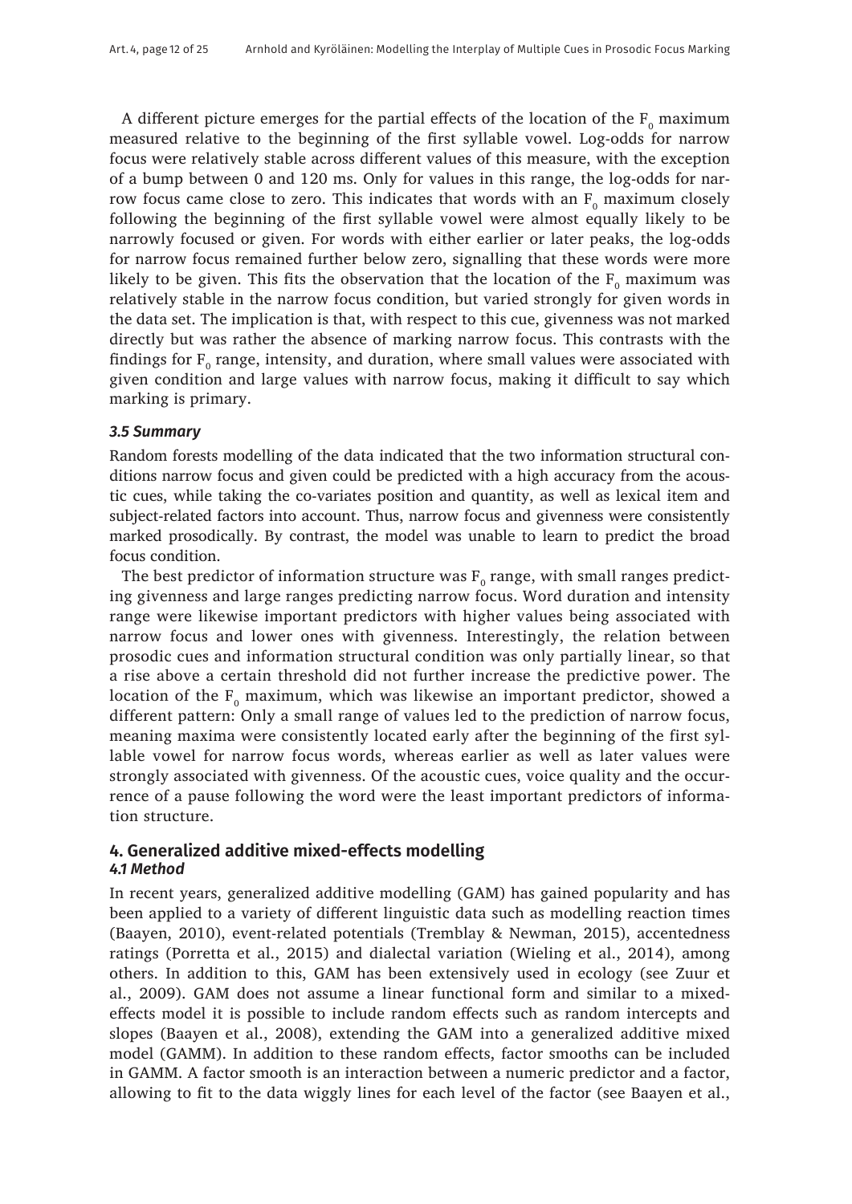A different picture emerges for the partial effects of the location of the $F_0$ maximum measured relative to the beginning of the first syllable vowel. Log-odds for narrow focus were relatively stable across different values of this measure, with the exception of a bump between 0 and 120 ms. Only for values in this range, the log-odds for narrow focus came close to zero. This indicates that words with an $F_0$ maximum closely following the beginning of the first syllable vowel were almost equally likely to be narrowly focused or given. For words with either earlier or later peaks, the log-odds for narrow focus remained further below zero, signalling that these words were more likely to be given. This fits the observation that the location of the $F_0$ maximum was relatively stable in the narrow focus condition, but varied strongly for given words in the data set. The implication is that, with respect to this cue, givenness was not marked directly but was rather the absence of marking narrow focus. This contrasts with the findings for $F_0$ range, intensity, and duration, where small values were associated with given condition and large values with narrow focus, making it difficult to say which marking is primary.

### *3.5 Summary*

Random forests modelling of the data indicated that the two information structural conditions narrow focus and given could be predicted with a high accuracy from the acoustic cues, while taking the co-variates position and quantity, as well as lexical item and subject-related factors into account. Thus, narrow focus and givenness were consistently marked prosodically. By contrast, the model was unable to learn to predict the broad focus condition.

The best predictor of information structure was $F_0$ range, with small ranges predicting givenness and large ranges predicting narrow focus. Word duration and intensity range were likewise important predictors with higher values being associated with narrow focus and lower ones with givenness. Interestingly, the relation between prosodic cues and information structural condition was only partially linear, so that a rise above a certain threshold did not further increase the predictive power. The location of the $F_0$ maximum, which was likewise an important predictor, showed a different pattern: Only a small range of values led to the prediction of narrow focus, meaning maxima were consistently located early after the beginning of the first syllable vowel for narrow focus words, whereas earlier as well as later values were strongly associated with givenness. Of the acoustic cues, voice quality and the occurrence of a pause following the word were the least important predictors of information structure.

## 4. Generalized additive mixed-effects modelling

### *4.1 Method*

In recent years, generalized additive modelling (GAM) has gained popularity and has been applied to a variety of different linguistic data such as modelling reaction times (Baayen, 2010), event-related potentials (Tremblay & Newman, 2015), accentedness ratings (Porretta et al., 2015) and dialectal variation (Wieling et al., 2014), among others. In addition to this, GAM has been extensively used in ecology (see Zuur et al., 2009). GAM does not assume a linear functional form and similar to a mixed-effects model it is possible to include random effects such as random intercepts and slopes (Baayen et al., 2008), extending the GAM into a generalized additive mixed model (GAMM). In addition to these random effects, factor smooths can be included in GAMM. A factor smooth is an interaction between a numeric predictor and a factor, allowing to fit to the data wiggly lines for each level of the factor (see Baayen et al.,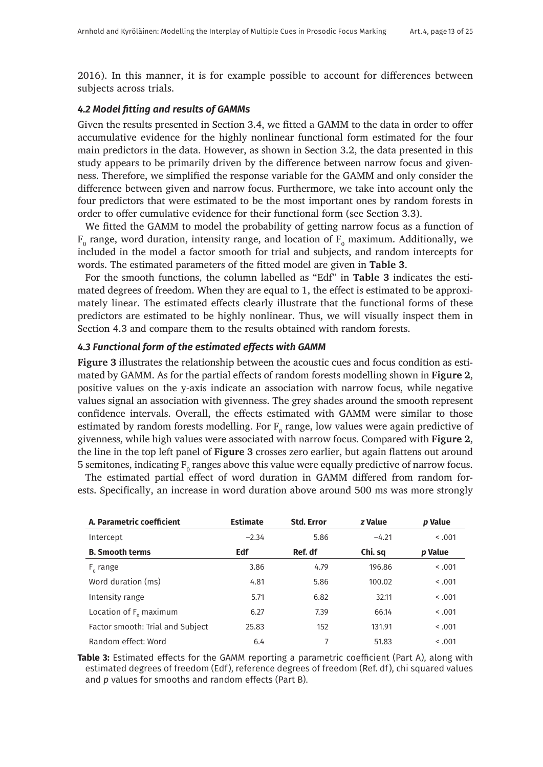2016). In this manner, it is for example possible to account for differences between subjects across trials.

### *4.2 Model fitting and results of GAMMs*

Given the results presented in Section 3.4, we fitted a GAMM to the data in order to offer accumulative evidence for the highly nonlinear functional form estimated for the four main predictors in the data. However, as shown in Section 3.2, the data presented in this study appears to be primarily driven by the difference between narrow focus and givenness. Therefore, we simplified the response variable for the GAMM and only consider the difference between given and narrow focus. Furthermore, we take into account only the four predictors that were estimated to be the most important ones by random forests in order to offer cumulative evidence for their functional form (see Section 3.3).

We fitted the GAMM to model the probability of getting narrow focus as a function of $F_0$ range, word duration, intensity range, and location of $F_0$ maximum. Additionally, we included in the model a factor smooth for trial and subjects, and random intercepts for words. The estimated parameters of the fitted model are given in **Table 3**.

For the smooth functions, the column labelled as "Edf" in **Table 3** indicates the estimated degrees of freedom. When they are equal to 1, the effect is estimated to be approximately linear. The estimated effects clearly illustrate that the functional forms of these predictors are estimated to be highly nonlinear. Thus, we will visually inspect them in Section 4.3 and compare them to the results obtained with random forests.

### *4.3 Functional form of the estimated effects with GAMM*

**Figure 3** illustrates the relationship between the acoustic cues and focus condition as estimated by GAMM. As for the partial effects of random forests modelling shown in **Figure 2**, positive values on the y-axis indicate an association with narrow focus, while negative values signal an association with givenness. The grey shades around the smooth represent confidence intervals. Overall, the effects estimated with GAMM were similar to those estimated by random forests modelling. For $F_0$ range, low values were again predictive of givenness, while high values were associated with narrow focus. Compared with **Figure 2**, the line in the top left panel of **Figure 3** crosses zero earlier, but again flattens out around 5 semitones, indicating $F_0$ ranges above this value were equally predictive of narrow focus.

The estimated partial effect of word duration in GAMM differed from random forests. Specifically, an increase in word duration above around 500 ms was more strongly

| **A. Parametric coefficient** | **Estimate** | **Std. Error** | ***z* Value** | ***p* Value** |
|---|---|---|---|---|
| Intercept | −2.34 | 5.86 | −4.21 | < .001 |
| **B. Smooth terms** | **Edf** | **Ref. df** | **Chi. sq** | ***p* Value** |
| $F_0$ range | 3.86 | 4.79 | 196.86 | < .001 |
| Word duration (ms) | 4.81 | 5.86 | 100.02 | < .001 |
| Intensity range | 5.71 | 6.82 | 32.11 | < .001 |
| Location of $F_0$ maximum | 6.27 | 7.39 | 66.14 | < .001 |
| Factor smooth: Trial and Subject | 25.83 | 152 | 131.91 | < .001 |
| Random effect: Word | 6.4 | 7 | 51.83 | < .001 |

**Table 3:** Estimated effects for the GAMM reporting a parametric coefficient (Part A), along with estimated degrees of freedom (Edf), reference degrees of freedom (Ref. df), chi squared values and *p* values for smooths and random effects (Part B).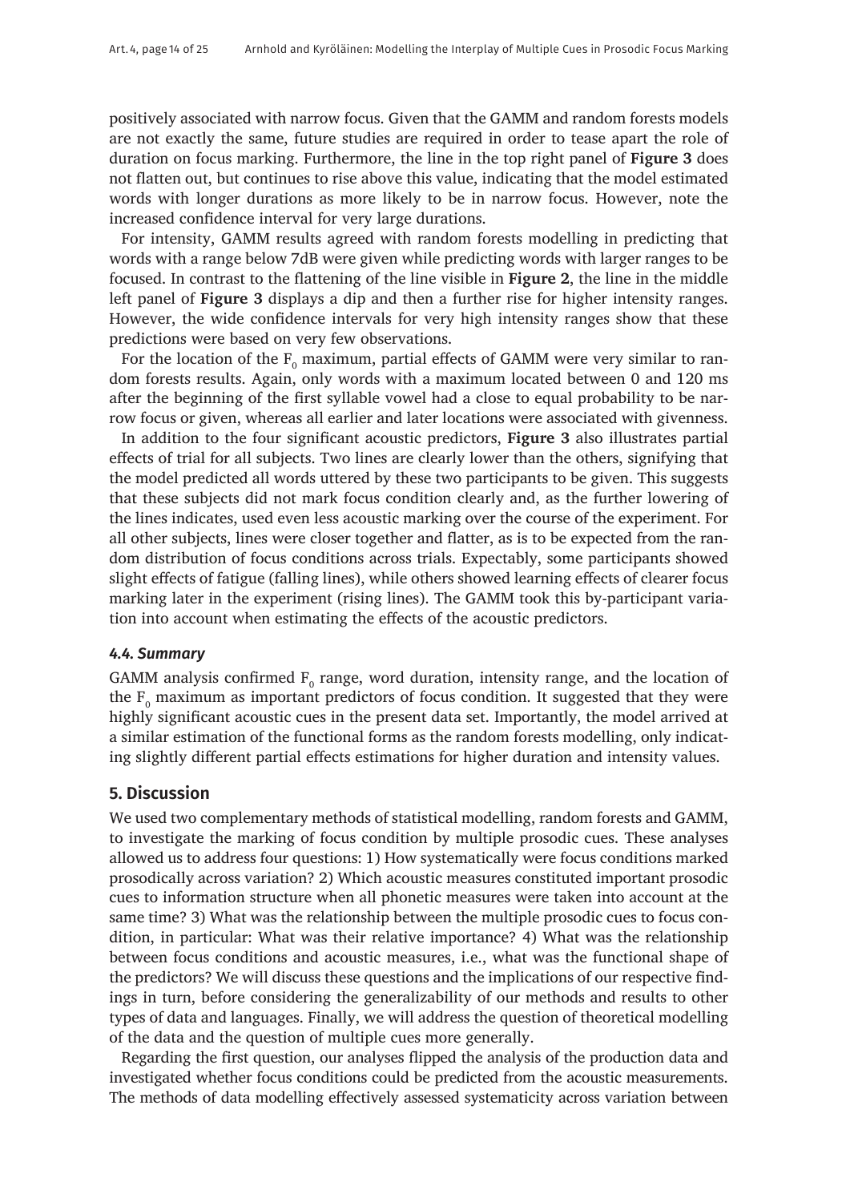positively associated with narrow focus. Given that the GAMM and random forests models are not exactly the same, future studies are required in order to tease apart the role of duration on focus marking. Furthermore, the line in the top right panel of **Figure 3** does not flatten out, but continues to rise above this value, indicating that the model estimated words with longer durations as more likely to be in narrow focus. However, note the increased confidence interval for very large durations.

For intensity, GAMM results agreed with random forests modelling in predicting that words with a range below 7dB were given while predicting words with larger ranges to be focused. In contrast to the flattening of the line visible in **Figure 2**, the line in the middle left panel of **Figure 3** displays a dip and then a further rise for higher intensity ranges. However, the wide confidence intervals for very high intensity ranges show that these predictions were based on very few observations.

For the location of the $F_0$ maximum, partial effects of GAMM were very similar to random forests results. Again, only words with a maximum located between 0 and 120 ms after the beginning of the first syllable vowel had a close to equal probability to be narrow focus or given, whereas all earlier and later locations were associated with givenness.

In addition to the four significant acoustic predictors, **Figure 3** also illustrates partial effects of trial for all subjects. Two lines are clearly lower than the others, signifying that the model predicted all words uttered by these two participants to be given. This suggests that these subjects did not mark focus condition clearly and, as the further lowering of the lines indicates, used even less acoustic marking over the course of the experiment. For all other subjects, lines were closer together and flatter, as is to be expected from the random distribution of focus conditions across trials. Expectably, some participants showed slight effects of fatigue (falling lines), while others showed learning effects of clearer focus marking later in the experiment (rising lines). The GAMM took this by-participant variation into account when estimating the effects of the acoustic predictors.

#### *4.4. Summary*

GAMM analysis confirmed $F_0$ range, word duration, intensity range, and the location of the $F_0$ maximum as important predictors of focus condition. It suggested that they were highly significant acoustic cues in the present data set. Importantly, the model arrived at a similar estimation of the functional forms as the random forests modelling, only indicating slightly different partial effects estimations for higher duration and intensity values.

## 5. Discussion

We used two complementary methods of statistical modelling, random forests and GAMM, to investigate the marking of focus condition by multiple prosodic cues. These analyses allowed us to address four questions: 1) How systematically were focus conditions marked prosodically across variation? 2) Which acoustic measures constituted important prosodic cues to information structure when all phonetic measures were taken into account at the same time? 3) What was the relationship between the multiple prosodic cues to focus condition, in particular: What was their relative importance? 4) What was the relationship between focus conditions and acoustic measures, i.e., what was the functional shape of the predictors? We will discuss these questions and the implications of our respective findings in turn, before considering the generalizability of our methods and results to other types of data and languages. Finally, we will address the question of theoretical modelling of the data and the question of multiple cues more generally.

Regarding the first question, our analyses flipped the analysis of the production data and investigated whether focus conditions could be predicted from the acoustic measurements. The methods of data modelling effectively assessed systematicity across variation between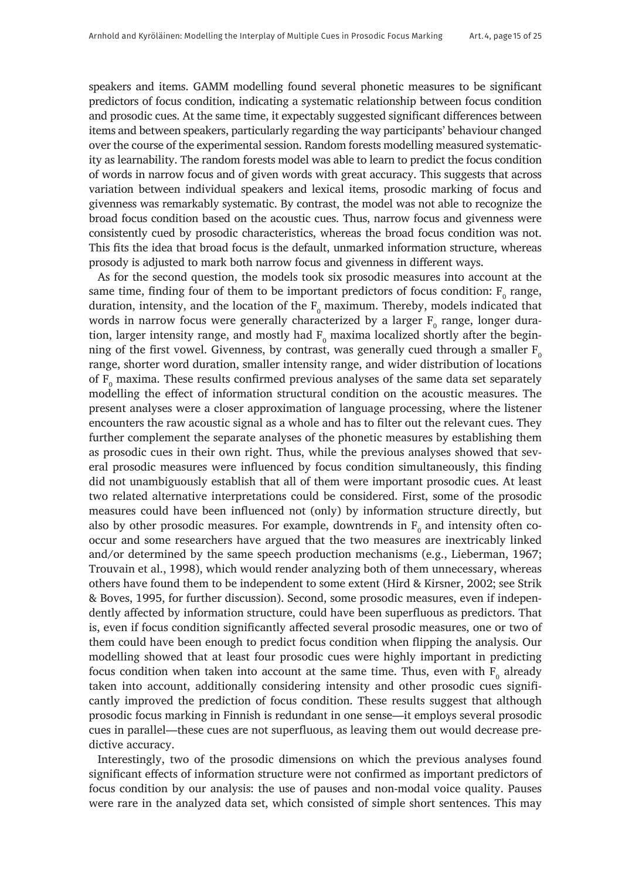speakers and items. GAMM modelling found several phonetic measures to be significant predictors of focus condition, indicating a systematic relationship between focus condition and prosodic cues. At the same time, it expectably suggested significant differences between items and between speakers, particularly regarding the way participants' behaviour changed over the course of the experimental session. Random forests modelling measured systematicity as learnability. The random forests model was able to learn to predict the focus condition of words in narrow focus and of given words with great accuracy. This suggests that across variation between individual speakers and lexical items, prosodic marking of focus and givenness was remarkably systematic. By contrast, the model was not able to recognize the broad focus condition based on the acoustic cues. Thus, narrow focus and givenness were consistently cued by prosodic characteristics, whereas the broad focus condition was not. This fits the idea that broad focus is the default, unmarked information structure, whereas prosody is adjusted to mark both narrow focus and givenness in different ways.

As for the second question, the models took six prosodic measures into account at the same time, finding four of them to be important predictors of focus condition: $F_0$ range, duration, intensity, and the location of the $F_0$ maximum. Thereby, models indicated that words in narrow focus were generally characterized by a larger $F_0$ range, longer duration, larger intensity range, and mostly had $F_0$ maxima localized shortly after the beginning of the first vowel. Givenness, by contrast, was generally cued through a smaller $F_0$ range, shorter word duration, smaller intensity range, and wider distribution of locations of $F_0$ maxima. These results confirmed previous analyses of the same data set separately modelling the effect of information structural condition on the acoustic measures. The present analyses were a closer approximation of language processing, where the listener encounters the raw acoustic signal as a whole and has to filter out the relevant cues. They further complement the separate analyses of the phonetic measures by establishing them as prosodic cues in their own right. Thus, while the previous analyses showed that several prosodic measures were influenced by focus condition simultaneously, this finding did not unambiguously establish that all of them were important prosodic cues. At least two related alternative interpretations could be considered. First, some of the prosodic measures could have been influenced not (only) by information structure directly, but also by other prosodic measures. For example, downtrends in $F_0$ and intensity often co-occur and some researchers have argued that the two measures are inextricably linked and/or determined by the same speech production mechanisms (e.g., Lieberman, 1967; Trouvain et al., 1998), which would render analyzing both of them unnecessary, whereas others have found them to be independent to some extent (Hird & Kirsner, 2002; see Strik & Boves, 1995, for further discussion). Second, some prosodic measures, even if independently affected by information structure, could have been superfluous as predictors. That is, even if focus condition significantly affected several prosodic measures, one or two of them could have been enough to predict focus condition when flipping the analysis. Our modelling showed that at least four prosodic cues were highly important in predicting focus condition when taken into account at the same time. Thus, even with $F_0$ already taken into account, additionally considering intensity and other prosodic cues significantly improved the prediction of focus condition. These results suggest that although prosodic focus marking in Finnish is redundant in one sense—it employs several prosodic cues in parallel—these cues are not superfluous, as leaving them out would decrease predictive accuracy.

Interestingly, two of the prosodic dimensions on which the previous analyses found significant effects of information structure were not confirmed as important predictors of focus condition by our analysis: the use of pauses and non-modal voice quality. Pauses were rare in the analyzed data set, which consisted of simple short sentences. This may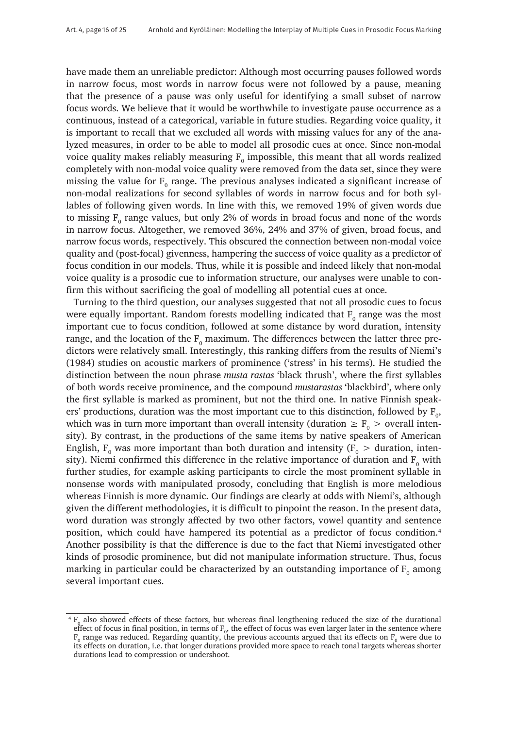have made them an unreliable predictor: Although most occurring pauses followed words in narrow focus, most words in narrow focus were not followed by a pause, meaning that the presence of a pause was only useful for identifying a small subset of narrow focus words. We believe that it would be worthwhile to investigate pause occurrence as a continuous, instead of a categorical, variable in future studies. Regarding voice quality, it is important to recall that we excluded all words with missing values for any of the analyzed measures, in order to be able to model all prosodic cues at once. Since non-modal voice quality makes reliably measuring $F_0$ impossible, this meant that all words realized completely with non-modal voice quality were removed from the data set, since they were missing the value for $F_0$ range. The previous analyses indicated a significant increase of non-modal realizations for second syllables of words in narrow focus and for both syllables of following given words. In line with this, we removed 19% of given words due to missing $F_0$ range values, but only 2% of words in broad focus and none of the words in narrow focus. Altogether, we removed 36%, 24% and 37% of given, broad focus, and narrow focus words, respectively. This obscured the connection between non-modal voice quality and (post-focal) givenness, hampering the success of voice quality as a predictor of focus condition in our models. Thus, while it is possible and indeed likely that non-modal voice quality is a prosodic cue to information structure, our analyses were unable to confirm this without sacrificing the goal of modelling all potential cues at once.

Turning to the third question, our analyses suggested that not all prosodic cues to focus were equally important. Random forests modelling indicated that $F_0$ range was the most important cue to focus condition, followed at some distance by word duration, intensity range, and the location of the $F_0$ maximum. The differences between the latter three predictors were relatively small. Interestingly, this ranking differs from the results of Niemi's (1984) studies on acoustic markers of prominence ('stress' in his terms). He studied the distinction between the noun phrase *musta rastas* 'black thrush', where the first syllables of both words receive prominence, and the compound *mustarastas* 'blackbird', where only the first syllable is marked as prominent, but not the third one. In native Finnish speakers' productions, duration was the most important cue to this distinction, followed by $F_0$, which was in turn more important than overall intensity (duration $\geq F_0 >$ overall intensity). By contrast, in the productions of the same items by native speakers of American English, $F_0$ was more important than both duration and intensity ($F_0 >$ duration, intensity). Niemi confirmed this difference in the relative importance of duration and $F_0$ with further studies, for example asking participants to circle the most prominent syllable in nonsense words with manipulated prosody, concluding that English is more melodious whereas Finnish is more dynamic. Our findings are clearly at odds with Niemi's, although given the different methodologies, it is difficult to pinpoint the reason. In the present data, word duration was strongly affected by two other factors, vowel quantity and sentence position, which could have hampered its potential as a predictor of focus condition.[4] Another possibility is that the difference is due to the fact that Niemi investigated other kinds of prosodic prominence, but did not manipulate information structure. Thus, focus marking in particular could be characterized by an outstanding importance of $F_0$ among several important cues.

---

[4] $F_0$ also showed effects of these factors, but whereas final lengthening reduced the size of the durational effect of focus in final position, in terms of $F_0$, the effect of focus was even larger later in the sentence where $F_0$ range was reduced. Regarding quantity, the previous accounts argued that its effects on $F_0$ were due to its effects on duration, i.e. that longer durations provided more space to reach tonal targets whereas shorter durations lead to compression or undershoot.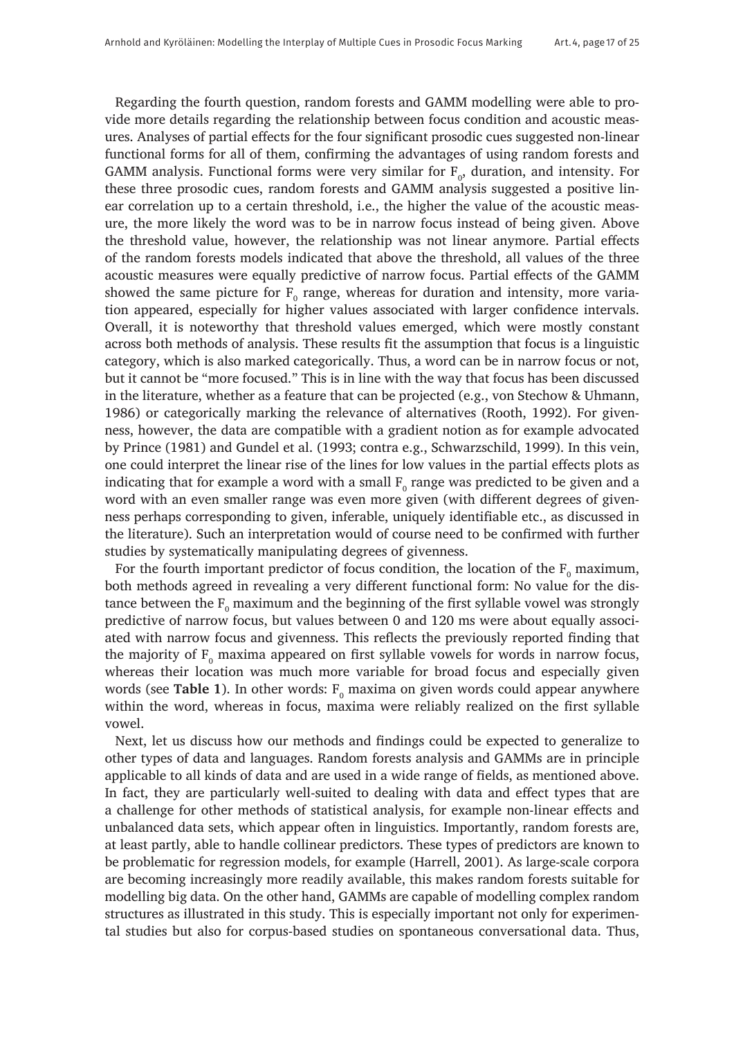Regarding the fourth question, random forests and GAMM modelling were able to provide more details regarding the relationship between focus condition and acoustic measures. Analyses of partial effects for the four significant prosodic cues suggested non-linear functional forms for all of them, confirming the advantages of using random forests and GAMM analysis. Functional forms were very similar for $F_0$, duration, and intensity. For these three prosodic cues, random forests and GAMM analysis suggested a positive linear correlation up to a certain threshold, i.e., the higher the value of the acoustic measure, the more likely the word was to be in narrow focus instead of being given. Above the threshold value, however, the relationship was not linear anymore. Partial effects of the random forests models indicated that above the threshold, all values of the three acoustic measures were equally predictive of narrow focus. Partial effects of the GAMM showed the same picture for $F_0$ range, whereas for duration and intensity, more variation appeared, especially for higher values associated with larger confidence intervals. Overall, it is noteworthy that threshold values emerged, which were mostly constant across both methods of analysis. These results fit the assumption that focus is a linguistic category, which is also marked categorically. Thus, a word can be in narrow focus or not, but it cannot be "more focused." This is in line with the way that focus has been discussed in the literature, whether as a feature that can be projected (e.g., von Stechow & Uhmann, 1986) or categorically marking the relevance of alternatives (Rooth, 1992). For givenness, however, the data are compatible with a gradient notion as for example advocated by Prince (1981) and Gundel et al. (1993; contra e.g., Schwarzschild, 1999). In this vein, one could interpret the linear rise of the lines for low values in the partial effects plots as indicating that for example a word with a small $F_0$ range was predicted to be given and a word with an even smaller range was even more given (with different degrees of givenness perhaps corresponding to given, inferable, uniquely identifiable etc., as discussed in the literature). Such an interpretation would of course need to be confirmed with further studies by systematically manipulating degrees of givenness.

For the fourth important predictor of focus condition, the location of the $F_0$ maximum, both methods agreed in revealing a very different functional form: No value for the distance between the $F_0$ maximum and the beginning of the first syllable vowel was strongly predictive of narrow focus, but values between 0 and 120 ms were about equally associated with narrow focus and givenness. This reflects the previously reported finding that the majority of $F_0$ maxima appeared on first syllable vowels for words in narrow focus, whereas their location was much more variable for broad focus and especially given words (see **Table 1**). In other words: $F_0$ maxima on given words could appear anywhere within the word, whereas in focus, maxima were reliably realized on the first syllable vowel.

Next, let us discuss how our methods and findings could be expected to generalize to other types of data and languages. Random forests analysis and GAMMs are in principle applicable to all kinds of data and are used in a wide range of fields, as mentioned above. In fact, they are particularly well-suited to dealing with data and effect types that are a challenge for other methods of statistical analysis, for example non-linear effects and unbalanced data sets, which appear often in linguistics. Importantly, random forests are, at least partly, able to handle collinear predictors. These types of predictors are known to be problematic for regression models, for example (Harrell, 2001). As large-scale corpora are becoming increasingly more readily available, this makes random forests suitable for modelling big data. On the other hand, GAMMs are capable of modelling complex random structures as illustrated in this study. This is especially important not only for experimental studies but also for corpus-based studies on spontaneous conversational data. Thus,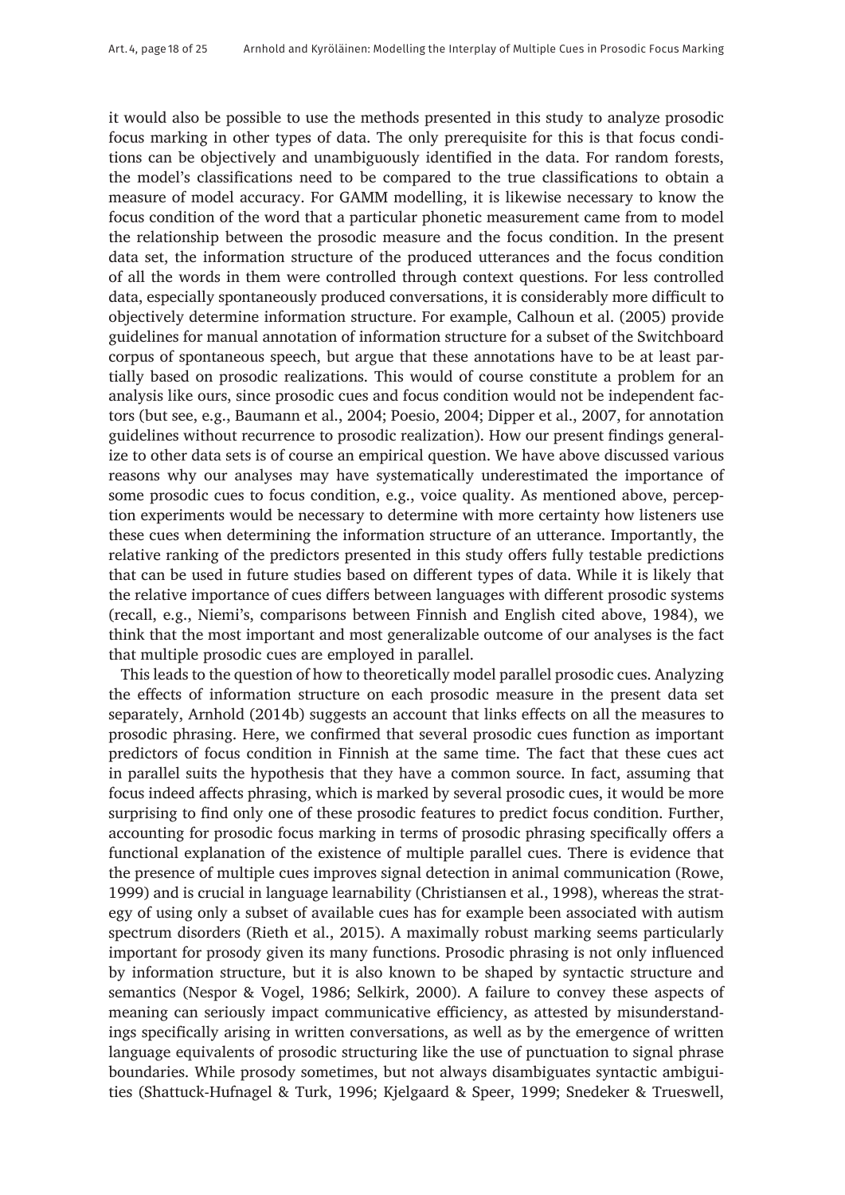it would also be possible to use the methods presented in this study to analyze prosodic focus marking in other types of data. The only prerequisite for this is that focus conditions can be objectively and unambiguously identified in the data. For random forests, the model's classifications need to be compared to the true classifications to obtain a measure of model accuracy. For GAMM modelling, it is likewise necessary to know the focus condition of the word that a particular phonetic measurement came from to model the relationship between the prosodic measure and the focus condition. In the present data set, the information structure of the produced utterances and the focus condition of all the words in them were controlled through context questions. For less controlled data, especially spontaneously produced conversations, it is considerably more difficult to objectively determine information structure. For example, Calhoun et al. (2005) provide guidelines for manual annotation of information structure for a subset of the Switchboard corpus of spontaneous speech, but argue that these annotations have to be at least partially based on prosodic realizations. This would of course constitute a problem for an analysis like ours, since prosodic cues and focus condition would not be independent factors (but see, e.g., Baumann et al., 2004; Poesio, 2004; Dipper et al., 2007, for annotation guidelines without recurrence to prosodic realization). How our present findings generalize to other data sets is of course an empirical question. We have above discussed various reasons why our analyses may have systematically underestimated the importance of some prosodic cues to focus condition, e.g., voice quality. As mentioned above, perception experiments would be necessary to determine with more certainty how listeners use these cues when determining the information structure of an utterance. Importantly, the relative ranking of the predictors presented in this study offers fully testable predictions that can be used in future studies based on different types of data. While it is likely that the relative importance of cues differs between languages with different prosodic systems (recall, e.g., Niemi's, comparisons between Finnish and English cited above, 1984), we think that the most important and most generalizable outcome of our analyses is the fact that multiple prosodic cues are employed in parallel.

This leads to the question of how to theoretically model parallel prosodic cues. Analyzing the effects of information structure on each prosodic measure in the present data set separately, Arnhold (2014b) suggests an account that links effects on all the measures to prosodic phrasing. Here, we confirmed that several prosodic cues function as important predictors of focus condition in Finnish at the same time. The fact that these cues act in parallel suits the hypothesis that they have a common source. In fact, assuming that focus indeed affects phrasing, which is marked by several prosodic cues, it would be more surprising to find only one of these prosodic features to predict focus condition. Further, accounting for prosodic focus marking in terms of prosodic phrasing specifically offers a functional explanation of the existence of multiple parallel cues. There is evidence that the presence of multiple cues improves signal detection in animal communication (Rowe, 1999) and is crucial in language learnability (Christiansen et al., 1998), whereas the strategy of using only a subset of available cues has for example been associated with autism spectrum disorders (Rieth et al., 2015). A maximally robust marking seems particularly important for prosody given its many functions. Prosodic phrasing is not only influenced by information structure, but it is also known to be shaped by syntactic structure and semantics (Nespor & Vogel, 1986; Selkirk, 2000). A failure to convey these aspects of meaning can seriously impact communicative efficiency, as attested by misunderstandings specifically arising in written conversations, as well as by the emergence of written language equivalents of prosodic structuring like the use of punctuation to signal phrase boundaries. While prosody sometimes, but not always disambiguates syntactic ambiguities (Shattuck-Hufnagel & Turk, 1996; Kjelgaard & Speer, 1999; Snedeker & Trueswell,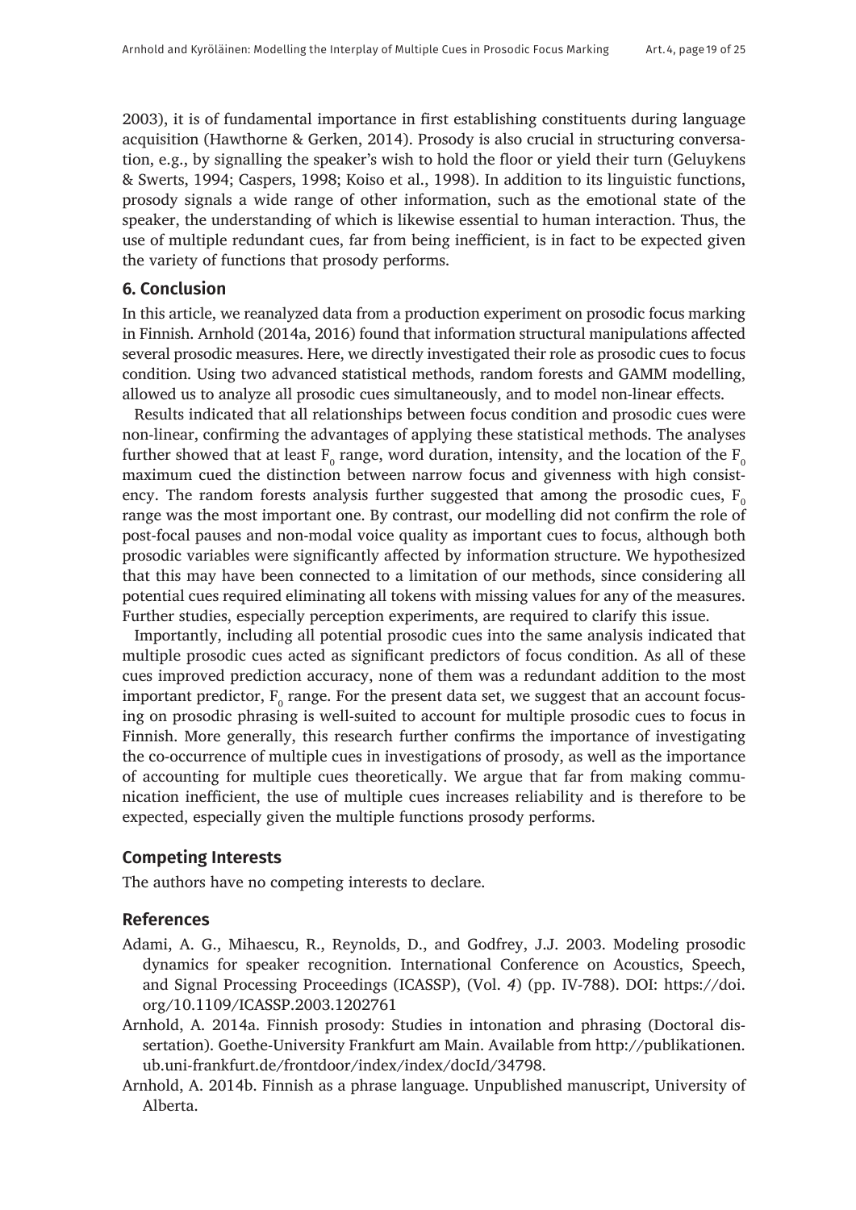2003), it is of fundamental importance in first establishing constituents during language acquisition (Hawthorne & Gerken, 2014). Prosody is also crucial in structuring conversation, e.g., by signalling the speaker's wish to hold the floor or yield their turn (Geluykens & Swerts, 1994; Caspers, 1998; Koiso et al., 1998). In addition to its linguistic functions, prosody signals a wide range of other information, such as the emotional state of the speaker, the understanding of which is likewise essential to human interaction. Thus, the use of multiple redundant cues, far from being inefficient, is in fact to be expected given the variety of functions that prosody performs.

## 6. Conclusion

In this article, we reanalyzed data from a production experiment on prosodic focus marking in Finnish. Arnhold (2014a, 2016) found that information structural manipulations affected several prosodic measures. Here, we directly investigated their role as prosodic cues to focus condition. Using two advanced statistical methods, random forests and GAMM modelling, allowed us to analyze all prosodic cues simultaneously, and to model non-linear effects.

Results indicated that all relationships between focus condition and prosodic cues were non-linear, confirming the advantages of applying these statistical methods. The analyses further showed that at least $F_0$ range, word duration, intensity, and the location of the $F_0$ maximum cued the distinction between narrow focus and givenness with high consistency. The random forests analysis further suggested that among the prosodic cues, $F_0$ range was the most important one. By contrast, our modelling did not confirm the role of post-focal pauses and non-modal voice quality as important cues to focus, although both prosodic variables were significantly affected by information structure. We hypothesized that this may have been connected to a limitation of our methods, since considering all potential cues required eliminating all tokens with missing values for any of the measures. Further studies, especially perception experiments, are required to clarify this issue.

Importantly, including all potential prosodic cues into the same analysis indicated that multiple prosodic cues acted as significant predictors of focus condition. As all of these cues improved prediction accuracy, none of them was a redundant addition to the most important predictor, $F_0$ range. For the present data set, we suggest that an account focusing on prosodic phrasing is well-suited to account for multiple prosodic cues to focus in Finnish. More generally, this research further confirms the importance of investigating the co-occurrence of multiple cues in investigations of prosody, as well as the importance of accounting for multiple cues theoretically. We argue that far from making communication inefficient, the use of multiple cues increases reliability and is therefore to be expected, especially given the multiple functions prosody performs.

## Competing Interests

The authors have no competing interests to declare.

## References

Adami, A. G., Mihaescu, R., Reynolds, D., and Godfrey, J.J. 2003. Modeling prosodic dynamics for speaker recognition. International Conference on Acoustics, Speech, and Signal Processing Proceedings (ICASSP), (Vol. *4*) (pp. IV-788). DOI: https://doi.org/10.1109/ICASSP.2003.1202761

Arnhold, A. 2014a. Finnish prosody: Studies in intonation and phrasing (Doctoral dissertation). Goethe-University Frankfurt am Main. Available from http://publikationen.ub.uni-frankfurt.de/frontdoor/index/index/docId/34798.

Arnhold, A. 2014b. Finnish as a phrase language. Unpublished manuscript, University of Alberta.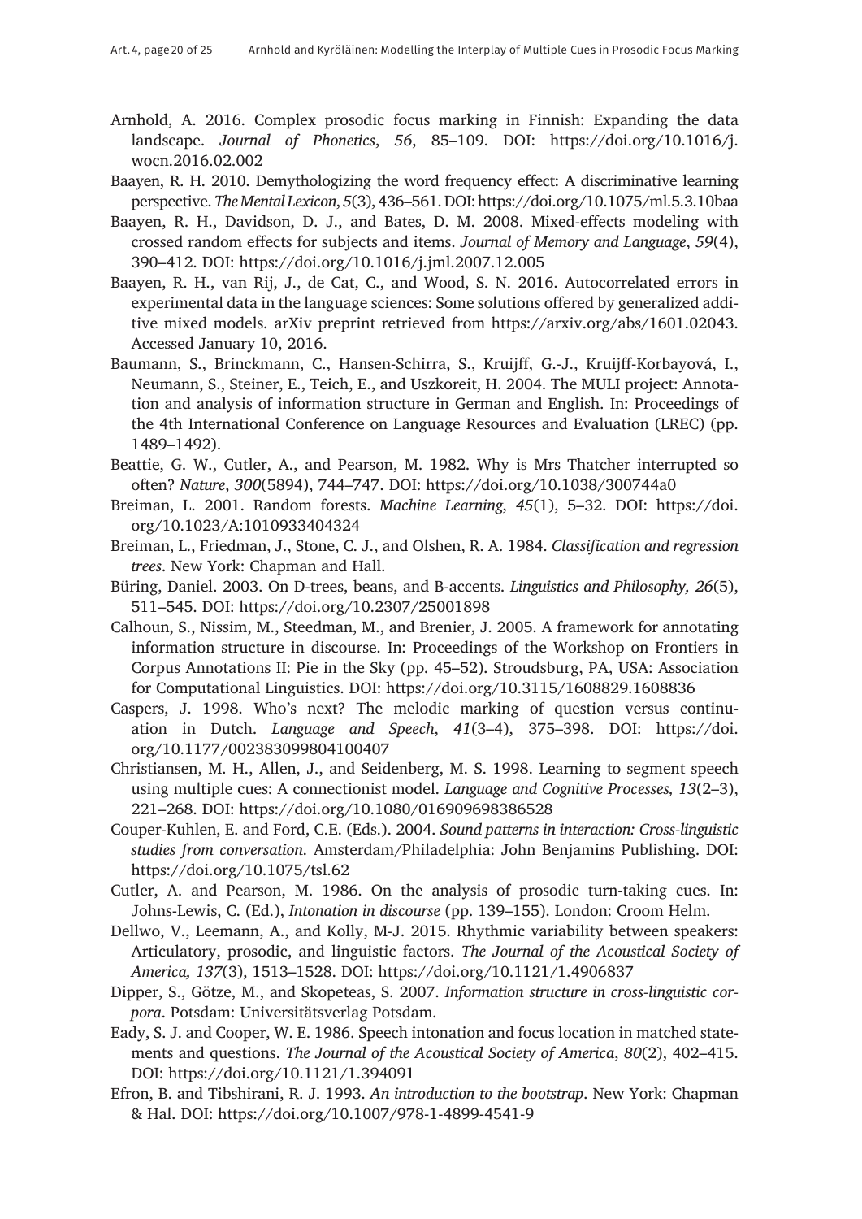Arnhold, A. 2016. Complex prosodic focus marking in Finnish: Expanding the data landscape. *Journal of Phonetics*, *56*, 85–109. DOI: https://doi.org/10.1016/j.wocn.2016.02.002

Baayen, R. H. 2010. Demythologizing the word frequency effect: A discriminative learning perspective. *The Mental Lexicon*, *5*(3), 436–561. DOI: https://doi.org/10.1075/ml.5.3.10baa

Baayen, R. H., Davidson, D. J., and Bates, D. M. 2008. Mixed-effects modeling with crossed random effects for subjects and items. *Journal of Memory and Language*, *59*(4), 390–412. DOI: https://doi.org/10.1016/j.jml.2007.12.005

Baayen, R. H., van Rij, J., de Cat, C., and Wood, S. N. 2016. Autocorrelated errors in experimental data in the language sciences: Some solutions offered by generalized additive mixed models. arXiv preprint retrieved from https://arxiv.org/abs/1601.02043. Accessed January 10, 2016.

Baumann, S., Brinckmann, C., Hansen-Schirra, S., Kruijff, G.-J., Kruijff-Korbayová, I., Neumann, S., Steiner, E., Teich, E., and Uszkoreit, H. 2004. The MULI project: Annotation and analysis of information structure in German and English. In: Proceedings of the 4th International Conference on Language Resources and Evaluation (LREC) (pp. 1489–1492).

Beattie, G. W., Cutler, A., and Pearson, M. 1982. Why is Mrs Thatcher interrupted so often? *Nature*, *300*(5894), 744–747. DOI: https://doi.org/10.1038/300744a0

Breiman, L. 2001. Random forests. *Machine Learning*, *45*(1), 5–32. DOI: https://doi.org/10.1023/A:1010933404324

Breiman, L., Friedman, J., Stone, C. J., and Olshen, R. A. 1984. *Classification and regression trees*. New York: Chapman and Hall.

Büring, Daniel. 2003. On D-trees, beans, and B-accents. *Linguistics and Philosophy, 26*(5), 511–545. DOI: https://doi.org/10.2307/25001898

Calhoun, S., Nissim, M., Steedman, M., and Brenier, J. 2005. A framework for annotating information structure in discourse. In: Proceedings of the Workshop on Frontiers in Corpus Annotations II: Pie in the Sky (pp. 45–52). Stroudsburg, PA, USA: Association for Computational Linguistics. DOI: https://doi.org/10.3115/1608829.1608836

Caspers, J. 1998. Who's next? The melodic marking of question versus continuation in Dutch. *Language and Speech*, *41*(3–4), 375–398. DOI: https://doi.org/10.1177/002383099804100407

Christiansen, M. H., Allen, J., and Seidenberg, M. S. 1998. Learning to segment speech using multiple cues: A connectionist model. *Language and Cognitive Processes, 13*(2–3), 221–268. DOI: https://doi.org/10.1080/016909698386528

Couper-Kuhlen, E. and Ford, C.E. (Eds.). 2004. *Sound patterns in interaction: Cross-linguistic studies from conversation*. Amsterdam/Philadelphia: John Benjamins Publishing. DOI: https://doi.org/10.1075/tsl.62

Cutler, A. and Pearson, M. 1986. On the analysis of prosodic turn-taking cues. In: Johns-Lewis, C. (Ed.), *Intonation in discourse* (pp. 139–155). London: Croom Helm.

Dellwo, V., Leemann, A., and Kolly, M-J. 2015. Rhythmic variability between speakers: Articulatory, prosodic, and linguistic factors. *The Journal of the Acoustical Society of America, 137*(3), 1513–1528. DOI: https://doi.org/10.1121/1.4906837

Dipper, S., Götze, M., and Skopeteas, S. 2007. *Information structure in cross-linguistic corpora*. Potsdam: Universitätsverlag Potsdam.

Eady, S. J. and Cooper, W. E. 1986. Speech intonation and focus location in matched statements and questions. *The Journal of the Acoustical Society of America*, *80*(2), 402–415. DOI: https://doi.org/10.1121/1.394091

Efron, B. and Tibshirani, R. J. 1993. *An introduction to the bootstrap*. New York: Chapman & Hal. DOI: https://doi.org/10.1007/978-1-4899-4541-9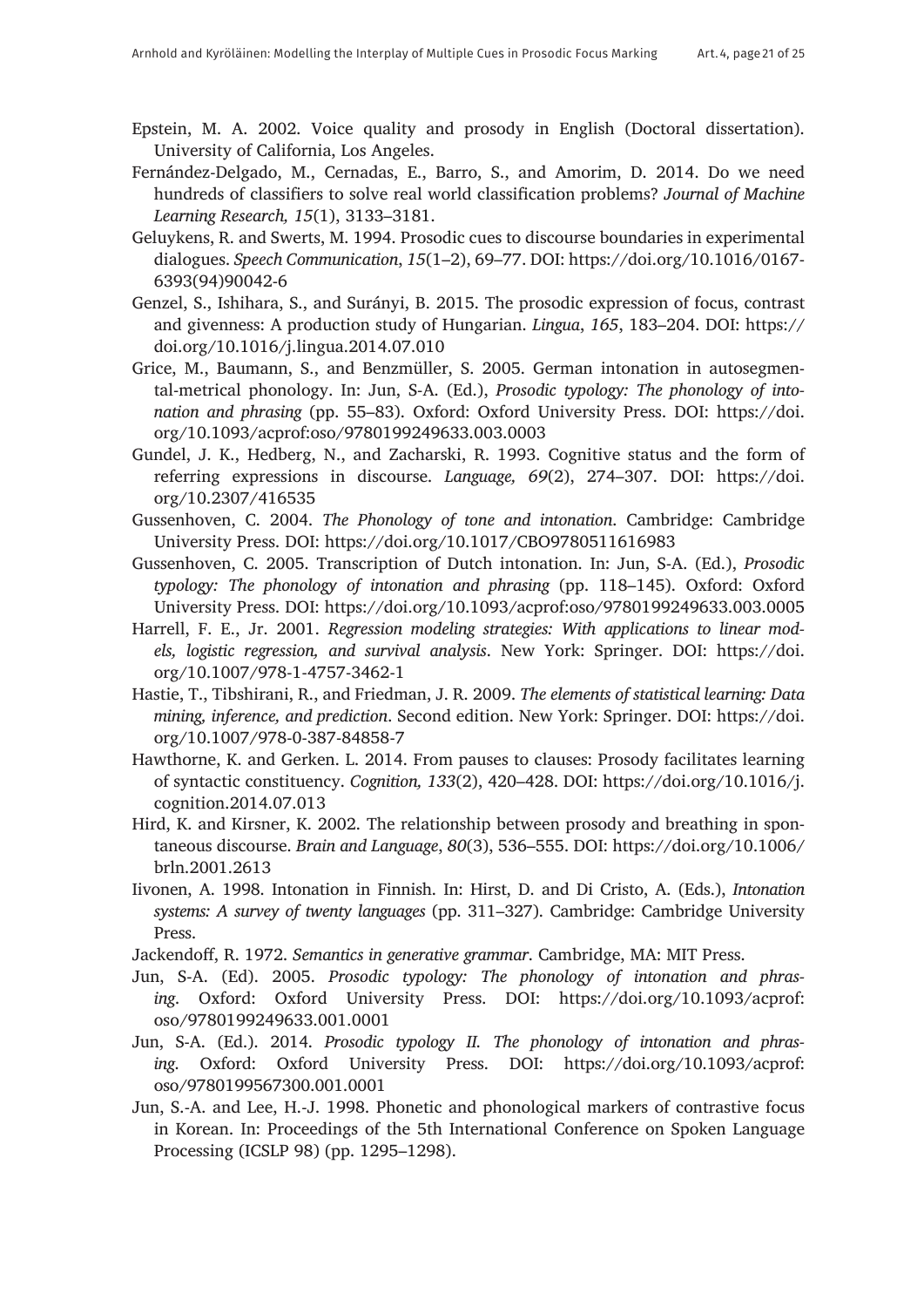Epstein, M. A. 2002. Voice quality and prosody in English (Doctoral dissertation). University of California, Los Angeles.

Fernández-Delgado, M., Cernadas, E., Barro, S., and Amorim, D. 2014. Do we need hundreds of classifiers to solve real world classification problems? *Journal of Machine Learning Research, 15*(1), 3133–3181.

Geluykens, R. and Swerts, M. 1994. Prosodic cues to discourse boundaries in experimental dialogues. *Speech Communication*, *15*(1–2), 69–77. DOI: https://doi.org/10.1016/0167-6393(94)90042-6

Genzel, S., Ishihara, S., and Surányi, B. 2015. The prosodic expression of focus, contrast and givenness: A production study of Hungarian. *Lingua*, *165*, 183–204. DOI: https://doi.org/10.1016/j.lingua.2014.07.010

Grice, M., Baumann, S., and Benzmüller, S. 2005. German intonation in autosegmental-metrical phonology. In: Jun, S-A. (Ed.), *Prosodic typology: The phonology of intonation and phrasing* (pp. 55–83). Oxford: Oxford University Press. DOI: https://doi.org/10.1093/acprof:oso/9780199249633.003.0003

Gundel, J. K., Hedberg, N., and Zacharski, R. 1993. Cognitive status and the form of referring expressions in discourse. *Language, 69*(2), 274–307. DOI: https://doi.org/10.2307/416535

Gussenhoven, C. 2004. *The Phonology of tone and intonation*. Cambridge: Cambridge University Press. DOI: https://doi.org/10.1017/CBO9780511616983

Gussenhoven, C. 2005. Transcription of Dutch intonation. In: Jun, S-A. (Ed.), *Prosodic typology: The phonology of intonation and phrasing* (pp. 118–145). Oxford: Oxford University Press. DOI: https://doi.org/10.1093/acprof:oso/9780199249633.003.0005

Harrell, F. E., Jr. 2001. *Regression modeling strategies: With applications to linear models, logistic regression, and survival analysis*. New York: Springer. DOI: https://doi.org/10.1007/978-1-4757-3462-1

Hastie, T., Tibshirani, R., and Friedman, J. R. 2009. *The elements of statistical learning: Data mining, inference, and prediction*. Second edition. New York: Springer. DOI: https://doi.org/10.1007/978-0-387-84858-7

Hawthorne, K. and Gerken. L. 2014. From pauses to clauses: Prosody facilitates learning of syntactic constituency. *Cognition, 133*(2), 420–428. DOI: https://doi.org/10.1016/j.cognition.2014.07.013

Hird, K. and Kirsner, K. 2002. The relationship between prosody and breathing in spontaneous discourse. *Brain and Language*, *80*(3), 536–555. DOI: https://doi.org/10.1006/brln.2001.2613

Iivonen, A. 1998. Intonation in Finnish. In: Hirst, D. and Di Cristo, A. (Eds.), *Intonation systems: A survey of twenty languages* (pp. 311–327). Cambridge: Cambridge University Press.

Jackendoff, R. 1972. *Semantics in generative grammar*. Cambridge, MA: MIT Press.

Jun, S-A. (Ed). 2005. *Prosodic typology: The phonology of intonation and phrasing*. Oxford: Oxford University Press. DOI: https://doi.org/10.1093/acprof:oso/9780199249633.001.0001

Jun, S-A. (Ed.). 2014. *Prosodic typology II. The phonology of intonation and phrasing*. Oxford: Oxford University Press. DOI: https://doi.org/10.1093/acprof:oso/9780199567300.001.0001

Jun, S.-A. and Lee, H.-J. 1998. Phonetic and phonological markers of contrastive focus in Korean. In: Proceedings of the 5th International Conference on Spoken Language Processing (ICSLP 98) (pp. 1295–1298).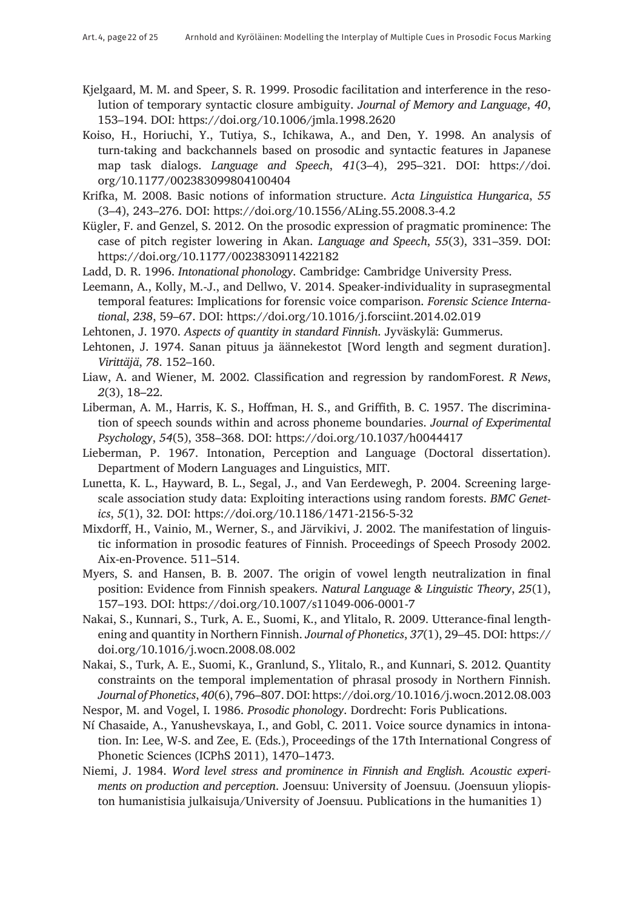Kjelgaard, M. M. and Speer, S. R. 1999. Prosodic facilitation and interference in the resolution of temporary syntactic closure ambiguity. *Journal of Memory and Language*, *40*, 153–194. DOI: https://doi.org/10.1006/jmla.1998.2620

Koiso, H., Horiuchi, Y., Tutiya, S., Ichikawa, A., and Den, Y. 1998. An analysis of turn-taking and backchannels based on prosodic and syntactic features in Japanese map task dialogs. *Language and Speech*, *41*(3–4), 295–321. DOI: https://doi.org/10.1177/002383099804100404

Krifka, M. 2008. Basic notions of information structure. *Acta Linguistica Hungarica*, *55* (3–4), 243–276. DOI: https://doi.org/10.1556/ALing.55.2008.3-4.2

Kügler, F. and Genzel, S. 2012. On the prosodic expression of pragmatic prominence: The case of pitch register lowering in Akan. *Language and Speech*, *55*(3), 331–359. DOI: https://doi.org/10.1177/0023830911422182

Ladd, D. R. 1996. *Intonational phonology*. Cambridge: Cambridge University Press.

Leemann, A., Kolly, M.-J., and Dellwo, V. 2014. Speaker-individuality in suprasegmental temporal features: Implications for forensic voice comparison. *Forensic Science International*, *238*, 59–67. DOI: https://doi.org/10.1016/j.forsciint.2014.02.019

Lehtonen, J. 1970. *Aspects of quantity in standard Finnish*. Jyväskylä: Gummerus.

Lehtonen, J. 1974. Sanan pituus ja äännekestot [Word length and segment duration]. *Virittäjä*, *78*. 152–160.

Liaw, A. and Wiener, M. 2002. Classification and regression by randomForest. *R News*, *2*(3), 18–22.

Liberman, A. M., Harris, K. S., Hoffman, H. S., and Griffith, B. C. 1957. The discrimination of speech sounds within and across phoneme boundaries. *Journal of Experimental Psychology*, *54*(5), 358–368. DOI: https://doi.org/10.1037/h0044417

Lieberman, P. 1967. Intonation, Perception and Language (Doctoral dissertation). Department of Modern Languages and Linguistics, MIT.

Lunetta, K. L., Hayward, B. L., Segal, J., and Van Eerdewegh, P. 2004. Screening large-scale association study data: Exploiting interactions using random forests. *BMC Genetics*, *5*(1), 32. DOI: https://doi.org/10.1186/1471-2156-5-32

Mixdorff, H., Vainio, M., Werner, S., and Järvikivi, J. 2002. The manifestation of linguistic information in prosodic features of Finnish. Proceedings of Speech Prosody 2002. Aix-en-Provence. 511–514.

Myers, S. and Hansen, B. B. 2007. The origin of vowel length neutralization in final position: Evidence from Finnish speakers. *Natural Language & Linguistic Theory*, *25*(1), 157–193. DOI: https://doi.org/10.1007/s11049-006-0001-7

Nakai, S., Kunnari, S., Turk, A. E., Suomi, K., and Ylitalo, R. 2009. Utterance-final lengthening and quantity in Northern Finnish. *Journal of Phonetics*, *37*(1), 29–45. DOI: https://doi.org/10.1016/j.wocn.2008.08.002

Nakai, S., Turk, A. E., Suomi, K., Granlund, S., Ylitalo, R., and Kunnari, S. 2012. Quantity constraints on the temporal implementation of phrasal prosody in Northern Finnish. *Journal of Phonetics*, *40*(6), 796–807. DOI: https://doi.org/10.1016/j.wocn.2012.08.003

Nespor, M. and Vogel, I. 1986. *Prosodic phonology*. Dordrecht: Foris Publications.

Ní Chasaide, A., Yanushevskaya, I., and Gobl, C. 2011. Voice source dynamics in intonation. In: Lee, W-S. and Zee, E. (Eds.), Proceedings of the 17th International Congress of Phonetic Sciences (ICPhS 2011), 1470–1473.

Niemi, J. 1984. *Word level stress and prominence in Finnish and English. Acoustic experiments on production and perception*. Joensuu: University of Joensuu. (Joensuun yliopiston humanistisia julkaisuja/University of Joensuu. Publications in the humanities 1)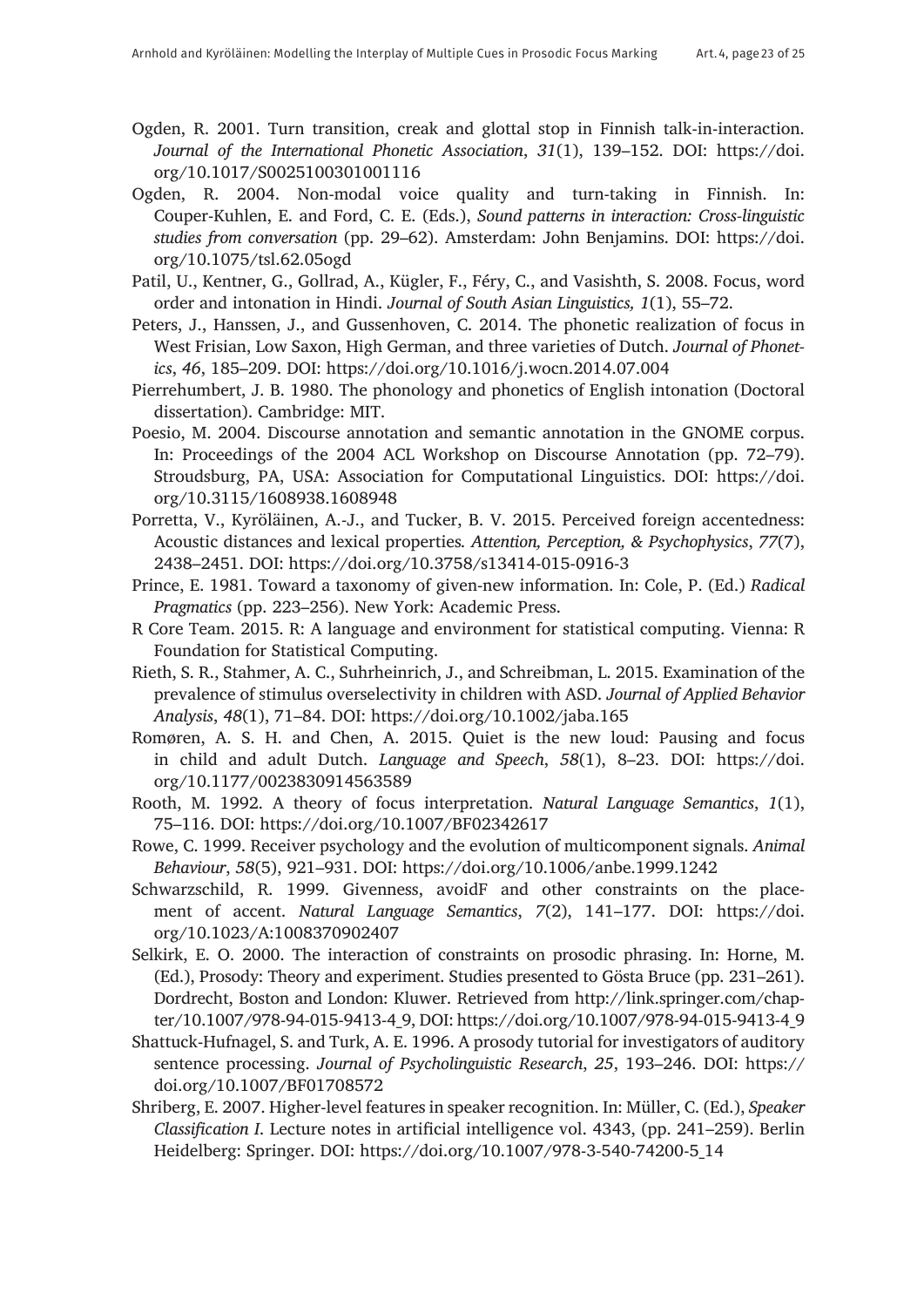Ogden, R. 2001. Turn transition, creak and glottal stop in Finnish talk-in-interaction. *Journal of the International Phonetic Association*, *31*(1), 139–152. DOI: https://doi.org/10.1017/S0025100301001116

Ogden, R. 2004. Non-modal voice quality and turn-taking in Finnish. In: Couper-Kuhlen, E. and Ford, C. E. (Eds.), *Sound patterns in interaction: Cross-linguistic studies from conversation* (pp. 29–62). Amsterdam: John Benjamins. DOI: https://doi.org/10.1075/tsl.62.05ogd

Patil, U., Kentner, G., Gollrad, A., Kügler, F., Féry, C., and Vasishth, S. 2008. Focus, word order and intonation in Hindi. *Journal of South Asian Linguistics, 1*(1), 55–72.

Peters, J., Hanssen, J., and Gussenhoven, C. 2014. The phonetic realization of focus in West Frisian, Low Saxon, High German, and three varieties of Dutch. *Journal of Phonetics*, *46*, 185–209. DOI: https://doi.org/10.1016/j.wocn.2014.07.004

Pierrehumbert, J. B. 1980. The phonology and phonetics of English intonation (Doctoral dissertation). Cambridge: MIT.

Poesio, M. 2004. Discourse annotation and semantic annotation in the GNOME corpus. In: Proceedings of the 2004 ACL Workshop on Discourse Annotation (pp. 72–79). Stroudsburg, PA, USA: Association for Computational Linguistics. DOI: https://doi.org/10.3115/1608938.1608948

Porretta, V., Kyröläinen, A.-J., and Tucker, B. V. 2015. Perceived foreign accentedness: Acoustic distances and lexical properties*. Attention, Perception, & Psychophysics*, *77*(7), 2438–2451. DOI: https://doi.org/10.3758/s13414-015-0916-3

Prince, E. 1981. Toward a taxonomy of given-new information. In: Cole, P. (Ed.) *Radical Pragmatics* (pp. 223–256). New York: Academic Press.

R Core Team. 2015. R: A language and environment for statistical computing. Vienna: R Foundation for Statistical Computing.

Rieth, S. R., Stahmer, A. C., Suhrheinrich, J., and Schreibman, L. 2015. Examination of the prevalence of stimulus overselectivity in children with ASD. *Journal of Applied Behavior Analysis*, *48*(1), 71–84. DOI: https://doi.org/10.1002/jaba.165

Romøren, A. S. H. and Chen, A. 2015. Quiet is the new loud: Pausing and focus in child and adult Dutch. *Language and Speech*, *58*(1), 8–23. DOI: https://doi.org/10.1177/0023830914563589

Rooth, M. 1992. A theory of focus interpretation. *Natural Language Semantics*, *1*(1), 75–116. DOI: https://doi.org/10.1007/BF02342617

Rowe, C. 1999. Receiver psychology and the evolution of multicomponent signals. *Animal Behaviour*, *58*(5), 921–931. DOI: https://doi.org/10.1006/anbe.1999.1242

Schwarzschild, R. 1999. Givenness, avoidF and other constraints on the placement of accent. *Natural Language Semantics*, *7*(2), 141–177. DOI: https://doi.org/10.1023/A:1008370902407

Selkirk, E. O. 2000. The interaction of constraints on prosodic phrasing. In: Horne, M. (Ed.), Prosody: Theory and experiment. Studies presented to Gösta Bruce (pp. 231–261). Dordrecht, Boston and London: Kluwer. Retrieved from http://link.springer.com/chapter/10.1007/978-94-015-9413-4_9, DOI: https://doi.org/10.1007/978-94-015-9413-4_9

Shattuck-Hufnagel, S. and Turk, A. E. 1996. A prosody tutorial for investigators of auditory sentence processing. *Journal of Psycholinguistic Research*, *25*, 193–246. DOI: https://doi.org/10.1007/BF01708572

Shriberg, E. 2007. Higher-level features in speaker recognition. In: Müller, C. (Ed.), *Speaker Classification I*. Lecture notes in artificial intelligence vol. 4343, (pp. 241–259). Berlin Heidelberg: Springer. DOI: https://doi.org/10.1007/978-3-540-74200-5_14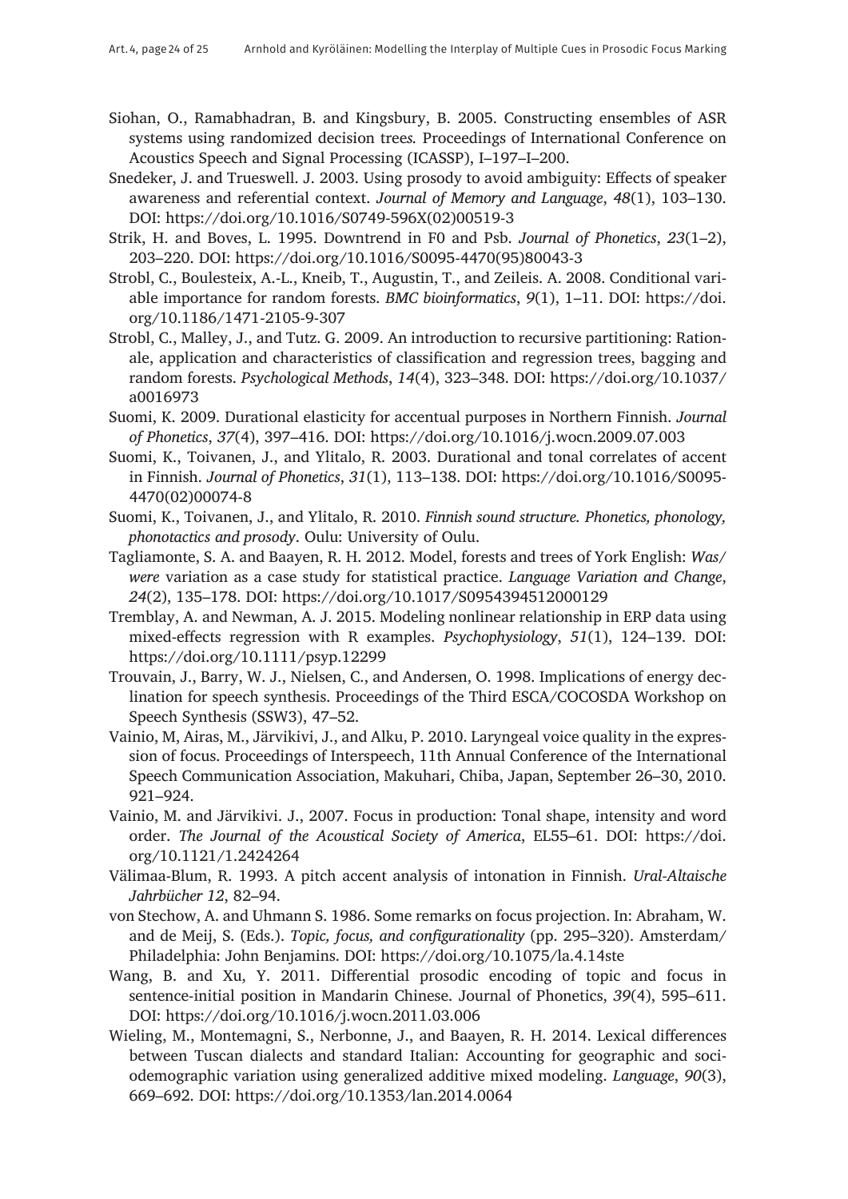Siohan, O., Ramabhadran, B. and Kingsbury, B. 2005. Constructing ensembles of ASR systems using randomized decision trees. Proceedings of International Conference on Acoustics Speech and Signal Processing (ICASSP), I–197–I–200.

Snedeker, J. and Trueswell. J. 2003. Using prosody to avoid ambiguity: Effects of speaker awareness and referential context. *Journal of Memory and Language*, *48*(1), 103–130. DOI: https://doi.org/10.1016/S0749-596X(02)00519-3

Strik, H. and Boves, L. 1995. Downtrend in F0 and Psb. *Journal of Phonetics*, *23*(1–2), 203–220. DOI: https://doi.org/10.1016/S0095-4470(95)80043-3

Strobl, C., Boulesteix, A.-L., Kneib, T., Augustin, T., and Zeileis. A. 2008. Conditional variable importance for random forests. *BMC bioinformatics*, *9*(1), 1–11. DOI: https://doi.org/10.1186/1471-2105-9-307

Strobl, C., Malley, J., and Tutz. G. 2009. An introduction to recursive partitioning: Rationale, application and characteristics of classification and regression trees, bagging and random forests. *Psychological Methods*, *14*(4), 323–348. DOI: https://doi.org/10.1037/a0016973

Suomi, K. 2009. Durational elasticity for accentual purposes in Northern Finnish. *Journal of Phonetics*, *37*(4), 397–416. DOI: https://doi.org/10.1016/j.wocn.2009.07.003

Suomi, K., Toivanen, J., and Ylitalo, R. 2003. Durational and tonal correlates of accent in Finnish. *Journal of Phonetics*, *31*(1), 113–138. DOI: https://doi.org/10.1016/S0095-4470(02)00074-8

Suomi, K., Toivanen, J., and Ylitalo, R. 2010. *Finnish sound structure. Phonetics, phonology, phonotactics and prosody*. Oulu: University of Oulu.

Tagliamonte, S. A. and Baayen, R. H. 2012. Model, forests and trees of York English: *Was/were* variation as a case study for statistical practice. *Language Variation and Change*, *24*(2), 135–178. DOI: https://doi.org/10.1017/S0954394512000129

Tremblay, A. and Newman, A. J. 2015. Modeling nonlinear relationship in ERP data using mixed-effects regression with R examples. *Psychophysiology*, *51*(1), 124–139. DOI: https://doi.org/10.1111/psyp.12299

Trouvain, J., Barry, W. J., Nielsen, C., and Andersen, O. 1998. Implications of energy declination for speech synthesis. Proceedings of the Third ESCA/COCOSDA Workshop on Speech Synthesis (SSW3), 47–52.

Vainio, M, Airas, M., Järvikivi, J., and Alku, P. 2010. Laryngeal voice quality in the expression of focus. Proceedings of Interspeech, 11th Annual Conference of the International Speech Communication Association, Makuhari, Chiba, Japan, September 26–30, 2010. 921–924.

Vainio, M. and Järvikivi. J., 2007. Focus in production: Tonal shape, intensity and word order. *The Journal of the Acoustical Society of America*, EL55–61. DOI: https://doi.org/10.1121/1.2424264

Välimaa-Blum, R. 1993. A pitch accent analysis of intonation in Finnish. *Ural-Altaische Jahrbücher 12*, 82–94.

von Stechow, A. and Uhmann S. 1986. Some remarks on focus projection. In: Abraham, W. and de Meij, S. (Eds.). *Topic, focus, and configurationality* (pp. 295–320). Amsterdam/Philadelphia: John Benjamins. DOI: https://doi.org/10.1075/la.4.14ste

Wang, B. and Xu, Y. 2011. Differential prosodic encoding of topic and focus in sentence-initial position in Mandarin Chinese. Journal of Phonetics, *39*(4), 595–611. DOI: https://doi.org/10.1016/j.wocn.2011.03.006

Wieling, M., Montemagni, S., Nerbonne, J., and Baayen, R. H. 2014. Lexical differences between Tuscan dialects and standard Italian: Accounting for geographic and sociodemographic variation using generalized additive mixed modeling. *Language*, *90*(3), 669–692. DOI: https://doi.org/10.1353/lan.2014.0064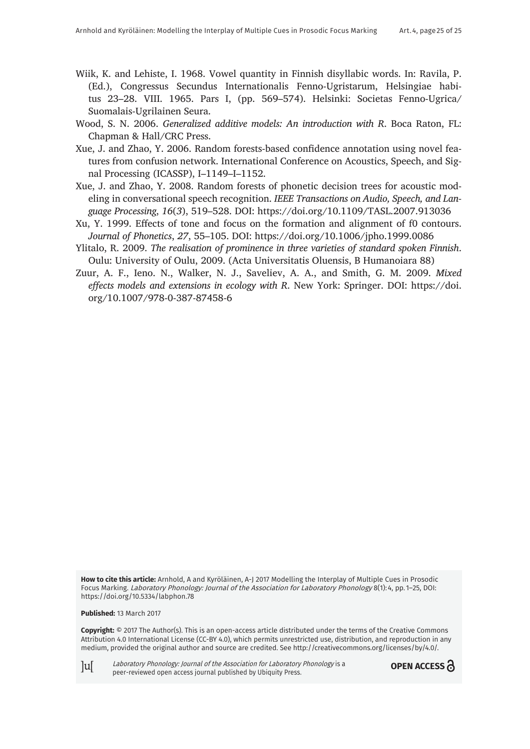Wiik, K. and Lehiste, I. 1968. Vowel quantity in Finnish disyllabic words. In: Ravila, P. (Ed.), Congressus Secundus Internationalis Fenno-Ugristarum, Helsingiae habitus 23–28. VIII. 1965. Pars I, (pp. 569–574). Helsinki: Societas Fenno-Ugrica/Suomalais-Ugrilainen Seura.

Wood, S. N. 2006. *Generalized additive models: An introduction with R*. Boca Raton, FL: Chapman & Hall/CRC Press.

Xue, J. and Zhao, Y. 2006. Random forests-based confidence annotation using novel features from confusion network. International Conference on Acoustics, Speech, and Signal Processing (ICASSP), I–1149–I–1152.

Xue, J. and Zhao, Y. 2008. Random forests of phonetic decision trees for acoustic modeling in conversational speech recognition. *IEEE Transactions on Audio, Speech, and Language Processing*, *16*(*3*), 519–528. DOI: https://doi.org/10.1109/TASL.2007.913036

Xu, Y. 1999. Effects of tone and focus on the formation and alignment of f0 contours. *Journal of Phonetics*, *27*, 55–105. DOI: https://doi.org/10.1006/jpho.1999.0086

Ylitalo, R. 2009. *The realisation of prominence in three varieties of standard spoken Finnish*. Oulu: University of Oulu, 2009. (Acta Universitatis Oluensis, B Humanoiara 88)

Zuur, A. F., Ieno. N., Walker, N. J., Saveliev, A. A., and Smith, G. M. 2009. *Mixed effects models and extensions in ecology with R*. New York: Springer. DOI: https://doi.org/10.1007/978-0-387-87458-6

**How to cite this article:** Arnhold, A and Kyröläinen, A-J 2017 Modelling the Interplay of Multiple Cues in Prosodic Focus Marking. *Laboratory Phonology: Journal of the Association for Laboratory Phonology* 8(1): 4, pp. 1–25, DOI: https://doi.org/10.5334/labphon.78

**Published:** 13 March 2017

**Copyright:** © 2017 The Author(s). This is an open-access article distributed under the terms of the Creative Commons Attribution 4.0 International License (CC-BY 4.0), which permits unrestricted use, distribution, and reproduction in any medium, provided the original author and source are credited. See http://creativecommons.org/licenses/by/4.0/.

*Laboratory Phonology: Journal of the Association for Laboratory Phonology* is a peer-reviewed open access journal published by Ubiquity Press.

**OPEN ACCESS**